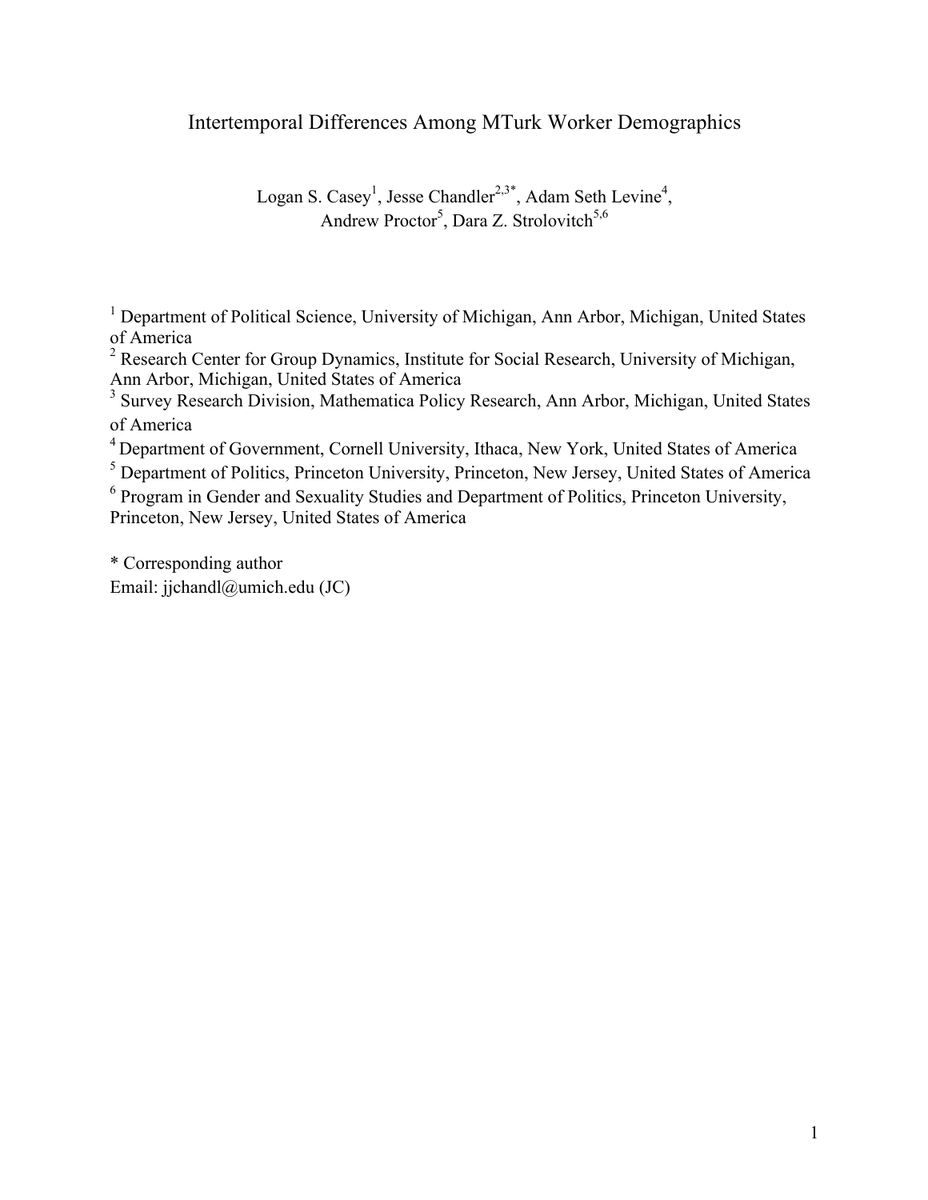# Intertemporal Differences Among MTurk Worker Demographics

Logan S. Casey[1], Jesse Chandler[2,3*], Adam Seth Levine[4], Andrew Proctor[5], Dara Z. Strolovitch[5,6]

[1] Department of Political Science, University of Michigan, Ann Arbor, Michigan, United States of America

[2] Research Center for Group Dynamics, Institute for Social Research, University of Michigan, Ann Arbor, Michigan, United States of America

[3] Survey Research Division, Mathematica Policy Research, Ann Arbor, Michigan, United States of America

[4] Department of Government, Cornell University, Ithaca, New York, United States of America

[5] Department of Politics, Princeton University, Princeton, New Jersey, United States of America

[6] Program in Gender and Sexuality Studies and Department of Politics, Princeton University, Princeton, New Jersey, United States of America

* Corresponding author
Email: jjchandl@umich.edu (JC)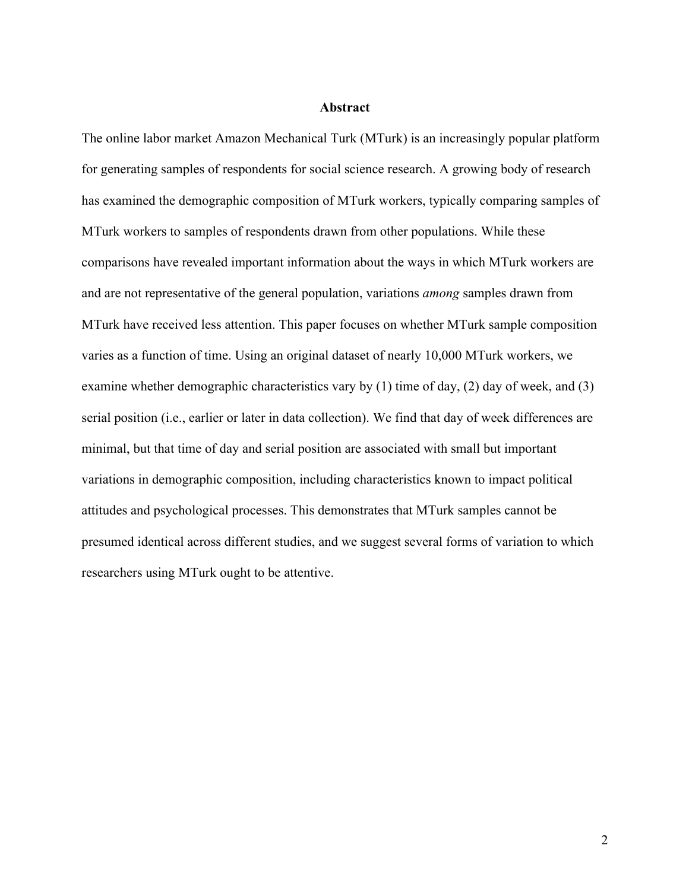## Abstract

The online labor market Amazon Mechanical Turk (MTurk) is an increasingly popular platform for generating samples of respondents for social science research. A growing body of research has examined the demographic composition of MTurk workers, typically comparing samples of MTurk workers to samples of respondents drawn from other populations. While these comparisons have revealed important information about the ways in which MTurk workers are and are not representative of the general population, variations *among* samples drawn from MTurk have received less attention. This paper focuses on whether MTurk sample composition varies as a function of time. Using an original dataset of nearly 10,000 MTurk workers, we examine whether demographic characteristics vary by (1) time of day, (2) day of week, and (3) serial position (i.e., earlier or later in data collection). We find that day of week differences are minimal, but that time of day and serial position are associated with small but important variations in demographic composition, including characteristics known to impact political attitudes and psychological processes. This demonstrates that MTurk samples cannot be presumed identical across different studies, and we suggest several forms of variation to which researchers using MTurk ought to be attentive.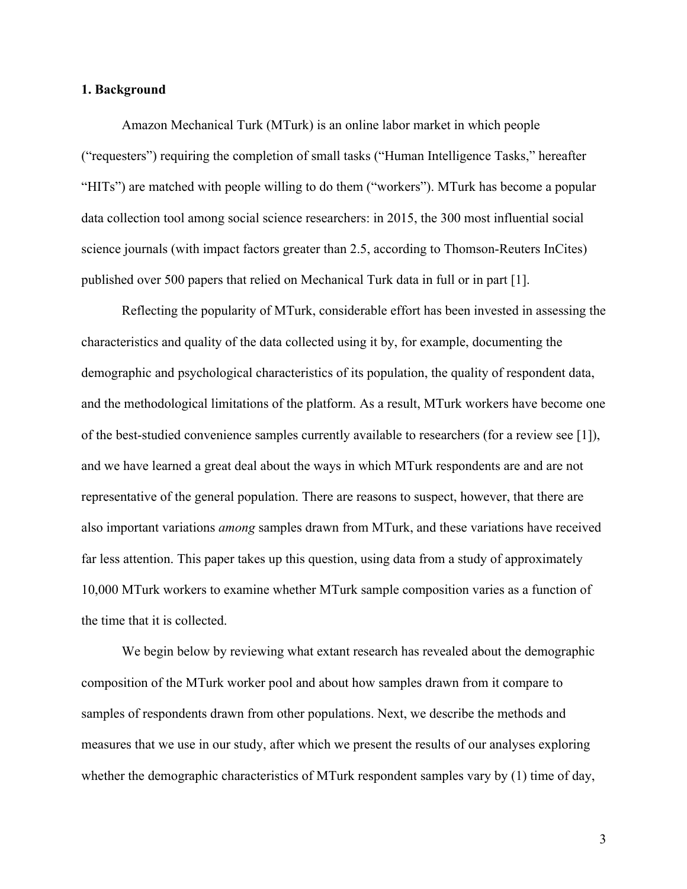## 1. Background

Amazon Mechanical Turk (MTurk) is an online labor market in which people ("requesters") requiring the completion of small tasks ("Human Intelligence Tasks," hereafter "HITs") are matched with people willing to do them ("workers"). MTurk has become a popular data collection tool among social science researchers: in 2015, the 300 most influential social science journals (with impact factors greater than 2.5, according to Thomson-Reuters InCites) published over 500 papers that relied on Mechanical Turk data in full or in part [1].

Reflecting the popularity of MTurk, considerable effort has been invested in assessing the characteristics and quality of the data collected using it by, for example, documenting the demographic and psychological characteristics of its population, the quality of respondent data, and the methodological limitations of the platform. As a result, MTurk workers have become one of the best-studied convenience samples currently available to researchers (for a review see [1]), and we have learned a great deal about the ways in which MTurk respondents are and are not representative of the general population. There are reasons to suspect, however, that there are also important variations *among* samples drawn from MTurk, and these variations have received far less attention. This paper takes up this question, using data from a study of approximately 10,000 MTurk workers to examine whether MTurk sample composition varies as a function of the time that it is collected.

We begin below by reviewing what extant research has revealed about the demographic composition of the MTurk worker pool and about how samples drawn from it compare to samples of respondents drawn from other populations. Next, we describe the methods and measures that we use in our study, after which we present the results of our analyses exploring whether the demographic characteristics of MTurk respondent samples vary by (1) time of day,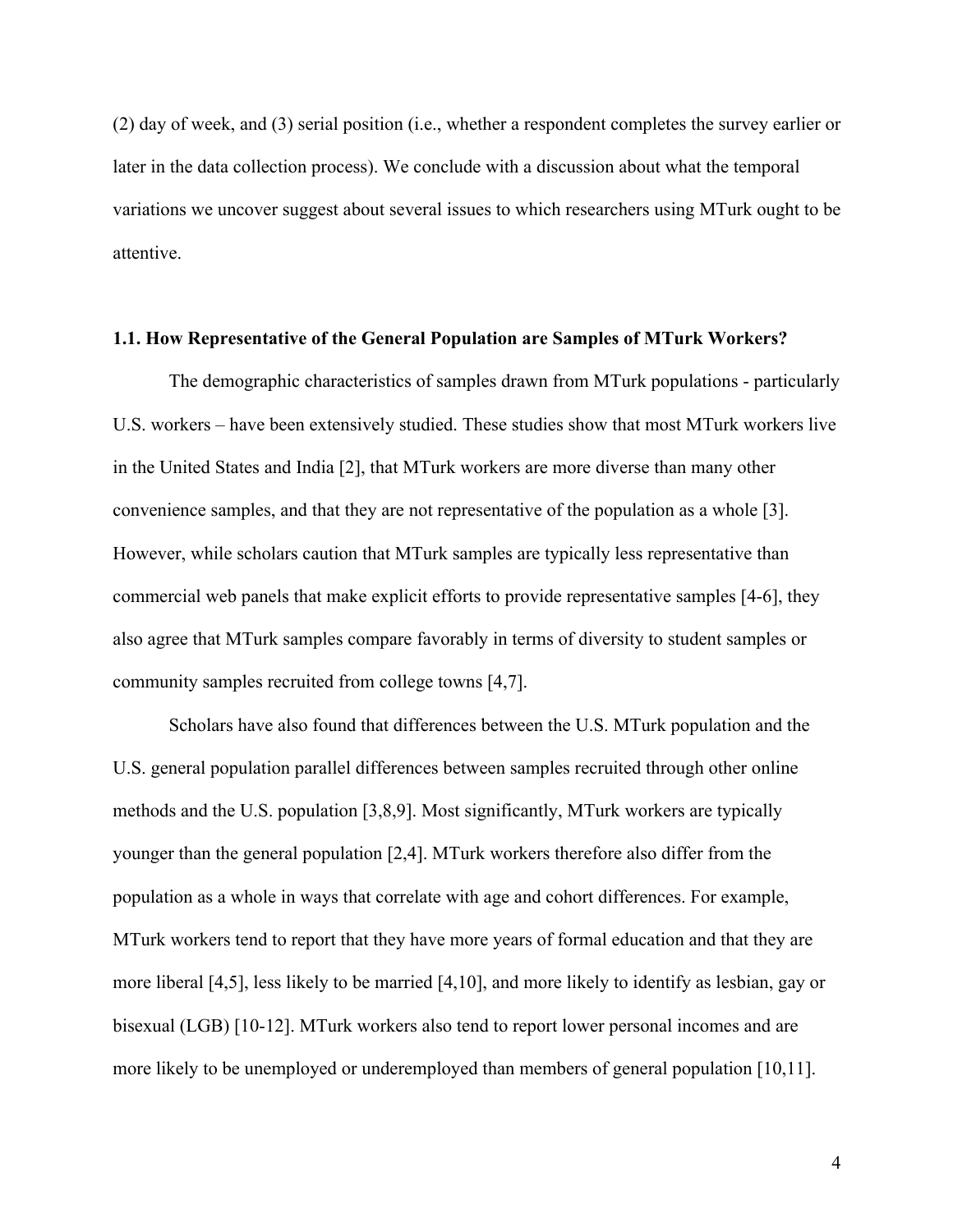(2) day of week, and (3) serial position (i.e., whether a respondent completes the survey earlier or later in the data collection process). We conclude with a discussion about what the temporal variations we uncover suggest about several issues to which researchers using MTurk ought to be attentive.

### 1.1. How Representative of the General Population are Samples of MTurk Workers?

The demographic characteristics of samples drawn from MTurk populations - particularly U.S. workers – have been extensively studied. These studies show that most MTurk workers live in the United States and India [2], that MTurk workers are more diverse than many other convenience samples, and that they are not representative of the population as a whole [3]. However, while scholars caution that MTurk samples are typically less representative than commercial web panels that make explicit efforts to provide representative samples [4-6], they also agree that MTurk samples compare favorably in terms of diversity to student samples or community samples recruited from college towns [4,7].

Scholars have also found that differences between the U.S. MTurk population and the U.S. general population parallel differences between samples recruited through other online methods and the U.S. population [3,8,9]. Most significantly, MTurk workers are typically younger than the general population [2,4]. MTurk workers therefore also differ from the population as a whole in ways that correlate with age and cohort differences. For example, MTurk workers tend to report that they have more years of formal education and that they are more liberal [4,5], less likely to be married [4,10], and more likely to identify as lesbian, gay or bisexual (LGB) [10-12]. MTurk workers also tend to report lower personal incomes and are more likely to be unemployed or underemployed than members of general population [10,11].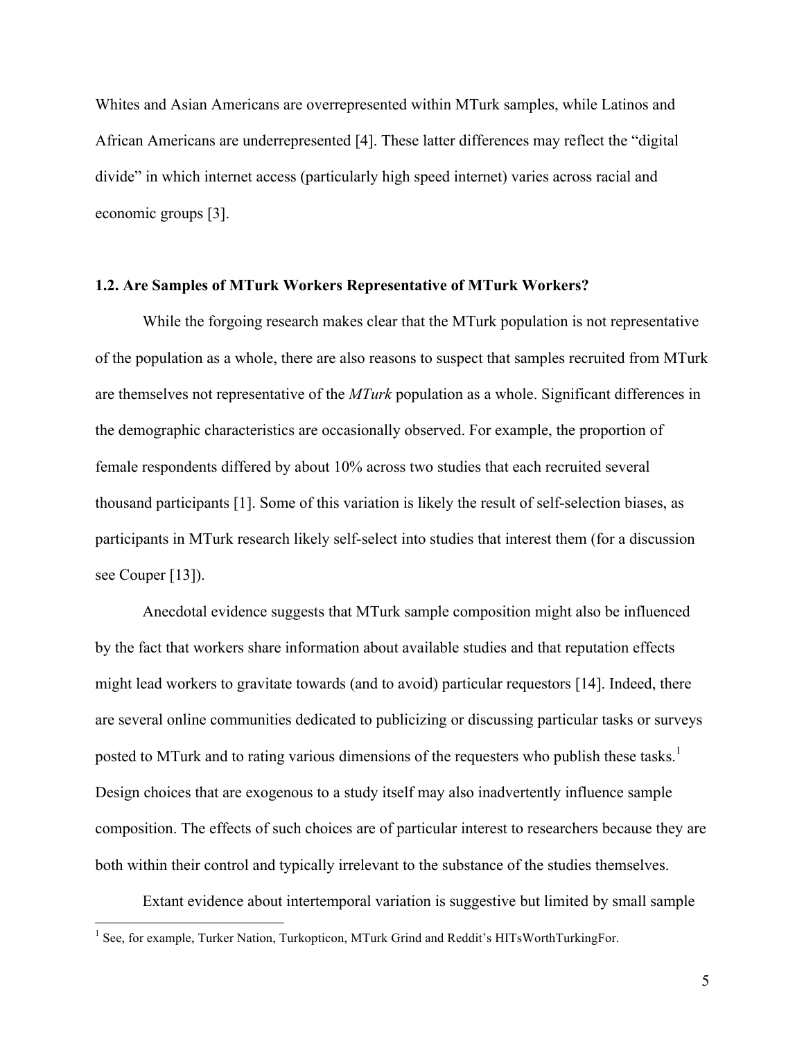Whites and Asian Americans are overrepresented within MTurk samples, while Latinos and African Americans are underrepresented [4]. These latter differences may reflect the "digital divide" in which internet access (particularly high speed internet) varies across racial and economic groups [3].

### 1.2. Are Samples of MTurk Workers Representative of MTurk Workers?

While the forgoing research makes clear that the MTurk population is not representative of the population as a whole, there are also reasons to suspect that samples recruited from MTurk are themselves not representative of the *MTurk* population as a whole. Significant differences in the demographic characteristics are occasionally observed. For example, the proportion of female respondents differed by about 10% across two studies that each recruited several thousand participants [1]. Some of this variation is likely the result of self-selection biases, as participants in MTurk research likely self-select into studies that interest them (for a discussion see Couper [13]).

Anecdotal evidence suggests that MTurk sample composition might also be influenced by the fact that workers share information about available studies and that reputation effects might lead workers to gravitate towards (and to avoid) particular requestors [14]. Indeed, there are several online communities dedicated to publicizing or discussing particular tasks or surveys posted to MTurk and to rating various dimensions of the requesters who publish these tasks.[1] Design choices that are exogenous to a study itself may also inadvertently influence sample composition. The effects of such choices are of particular interest to researchers because they are both within their control and typically irrelevant to the substance of the studies themselves.

Extant evidence about intertemporal variation is suggestive but limited by small sample

[1] See, for example, Turker Nation, Turkopticon, MTurk Grind and Reddit's HITsWorthTurkingFor.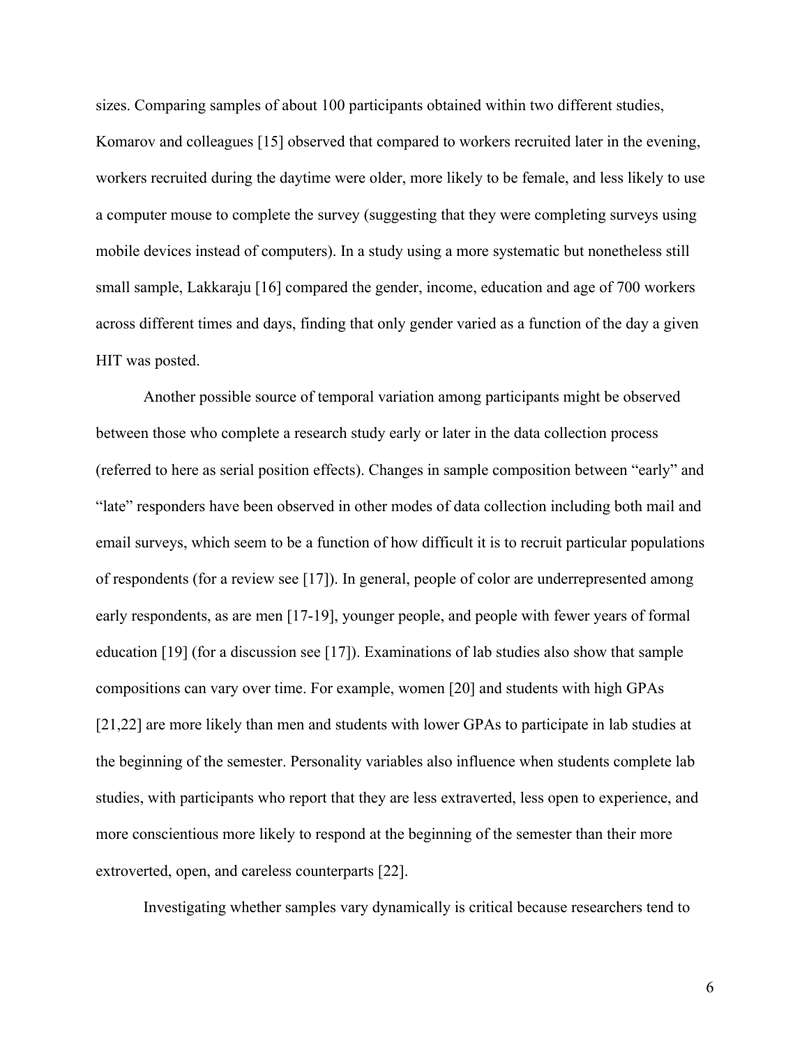sizes. Comparing samples of about 100 participants obtained within two different studies, Komarov and colleagues [15] observed that compared to workers recruited later in the evening, workers recruited during the daytime were older, more likely to be female, and less likely to use a computer mouse to complete the survey (suggesting that they were completing surveys using mobile devices instead of computers). In a study using a more systematic but nonetheless still small sample, Lakkaraju [16] compared the gender, income, education and age of 700 workers across different times and days, finding that only gender varied as a function of the day a given HIT was posted.

Another possible source of temporal variation among participants might be observed between those who complete a research study early or later in the data collection process (referred to here as serial position effects). Changes in sample composition between "early" and "late" responders have been observed in other modes of data collection including both mail and email surveys, which seem to be a function of how difficult it is to recruit particular populations of respondents (for a review see [17]). In general, people of color are underrepresented among early respondents, as are men [17-19], younger people, and people with fewer years of formal education [19] (for a discussion see [17]). Examinations of lab studies also show that sample compositions can vary over time. For example, women [20] and students with high GPAs [21,22] are more likely than men and students with lower GPAs to participate in lab studies at the beginning of the semester. Personality variables also influence when students complete lab studies, with participants who report that they are less extraverted, less open to experience, and more conscientious more likely to respond at the beginning of the semester than their more extroverted, open, and careless counterparts [22].

Investigating whether samples vary dynamically is critical because researchers tend to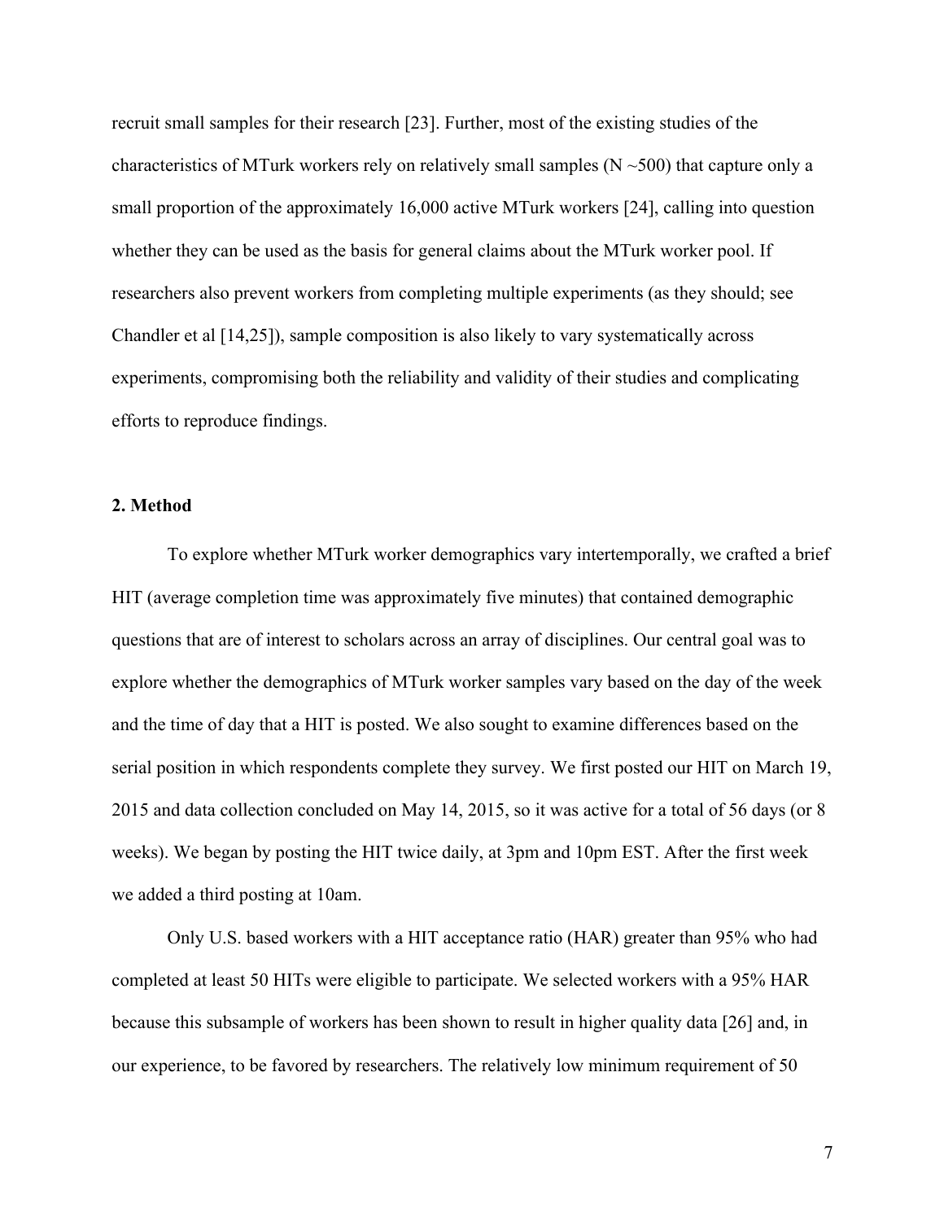recruit small samples for their research [23]. Further, most of the existing studies of the characteristics of MTurk workers rely on relatively small samples (N ~500) that capture only a small proportion of the approximately 16,000 active MTurk workers [24], calling into question whether they can be used as the basis for general claims about the MTurk worker pool. If researchers also prevent workers from completing multiple experiments (as they should; see Chandler et al [14,25]), sample composition is also likely to vary systematically across experiments, compromising both the reliability and validity of their studies and complicating efforts to reproduce findings.

## 2. Method

To explore whether MTurk worker demographics vary intertemporally, we crafted a brief HIT (average completion time was approximately five minutes) that contained demographic questions that are of interest to scholars across an array of disciplines. Our central goal was to explore whether the demographics of MTurk worker samples vary based on the day of the week and the time of day that a HIT is posted. We also sought to examine differences based on the serial position in which respondents complete they survey. We first posted our HIT on March 19, 2015 and data collection concluded on May 14, 2015, so it was active for a total of 56 days (or 8 weeks). We began by posting the HIT twice daily, at 3pm and 10pm EST. After the first week we added a third posting at 10am.

Only U.S. based workers with a HIT acceptance ratio (HAR) greater than 95% who had completed at least 50 HITs were eligible to participate. We selected workers with a 95% HAR because this subsample of workers has been shown to result in higher quality data [26] and, in our experience, to be favored by researchers. The relatively low minimum requirement of 50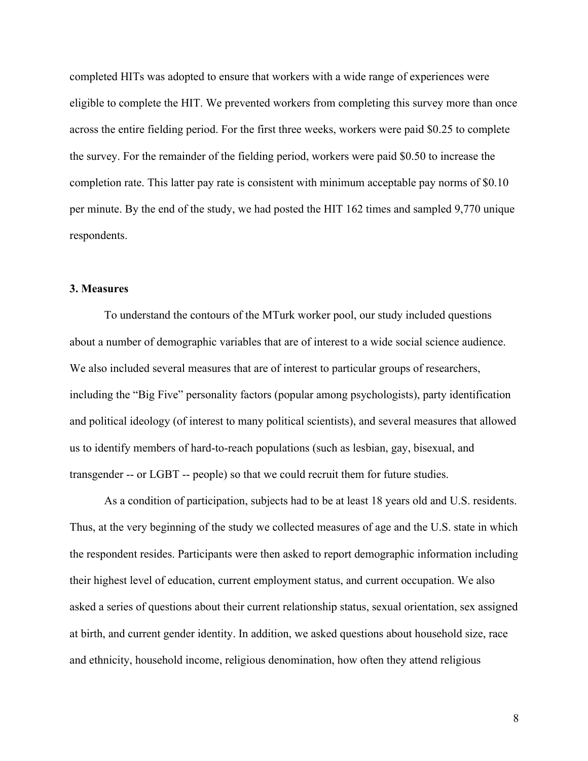completed HITs was adopted to ensure that workers with a wide range of experiences were eligible to complete the HIT. We prevented workers from completing this survey more than once across the entire fielding period. For the first three weeks, workers were paid $0.25 to complete the survey. For the remainder of the fielding period, workers were paid $0.50 to increase the completion rate. This latter pay rate is consistent with minimum acceptable pay norms of $0.10 per minute. By the end of the study, we had posted the HIT 162 times and sampled 9,770 unique respondents.

### 3. Measures

To understand the contours of the MTurk worker pool, our study included questions about a number of demographic variables that are of interest to a wide social science audience. We also included several measures that are of interest to particular groups of researchers, including the "Big Five" personality factors (popular among psychologists), party identification and political ideology (of interest to many political scientists), and several measures that allowed us to identify members of hard-to-reach populations (such as lesbian, gay, bisexual, and transgender -- or LGBT -- people) so that we could recruit them for future studies.

As a condition of participation, subjects had to be at least 18 years old and U.S. residents. Thus, at the very beginning of the study we collected measures of age and the U.S. state in which the respondent resides. Participants were then asked to report demographic information including their highest level of education, current employment status, and current occupation. We also asked a series of questions about their current relationship status, sexual orientation, sex assigned at birth, and current gender identity. In addition, we asked questions about household size, race and ethnicity, household income, religious denomination, how often they attend religious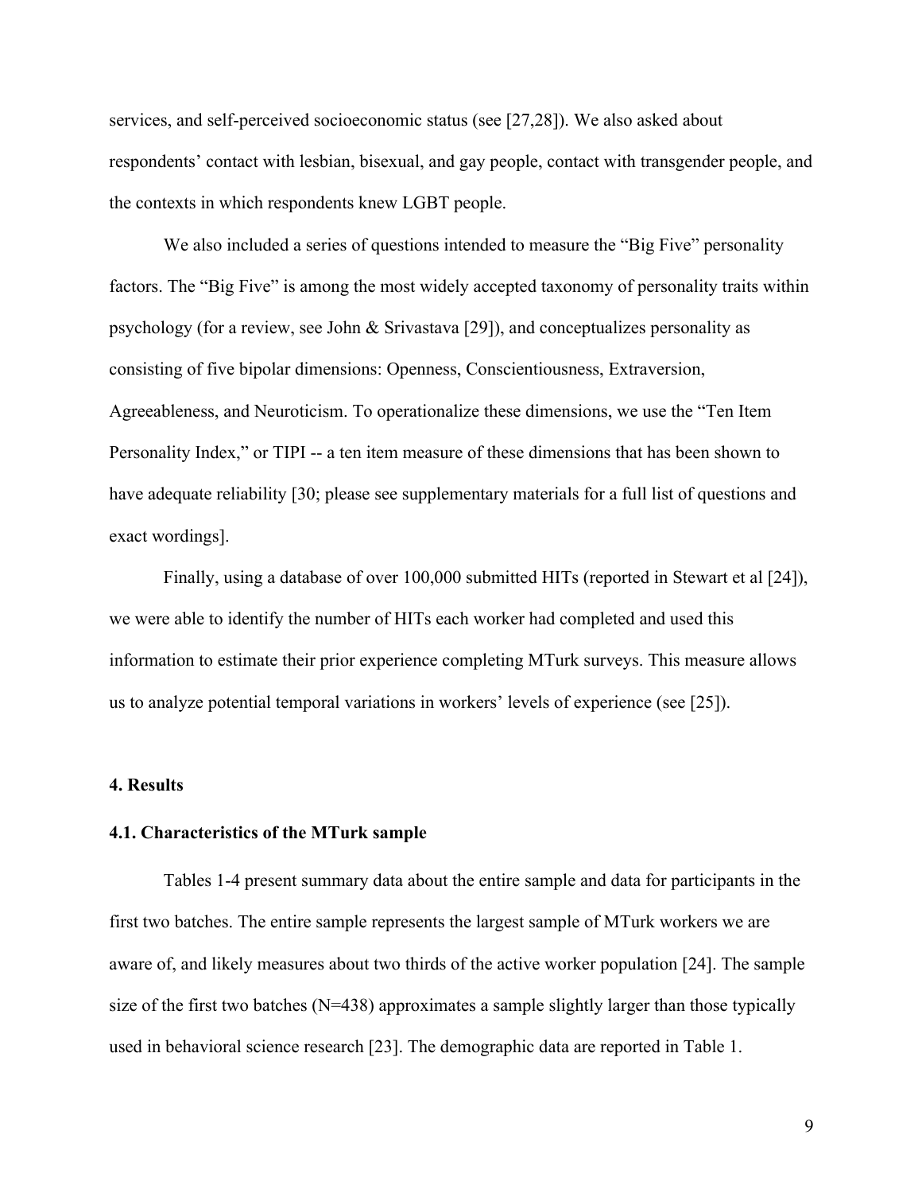services, and self-perceived socioeconomic status (see [27,28]). We also asked about respondents' contact with lesbian, bisexual, and gay people, contact with transgender people, and the contexts in which respondents knew LGBT people.

We also included a series of questions intended to measure the "Big Five" personality factors. The "Big Five" is among the most widely accepted taxonomy of personality traits within psychology (for a review, see John & Srivastava [29]), and conceptualizes personality as consisting of five bipolar dimensions: Openness, Conscientiousness, Extraversion, Agreeableness, and Neuroticism. To operationalize these dimensions, we use the "Ten Item Personality Index," or TIPI -- a ten item measure of these dimensions that has been shown to have adequate reliability [30; please see supplementary materials for a full list of questions and exact wordings].

Finally, using a database of over 100,000 submitted HITs (reported in Stewart et al [24]), we were able to identify the number of HITs each worker had completed and used this information to estimate their prior experience completing MTurk surveys. This measure allows us to analyze potential temporal variations in workers' levels of experience (see [25]).

## 4. Results

### 4.1. Characteristics of the MTurk sample

Tables 1-4 present summary data about the entire sample and data for participants in the first two batches. The entire sample represents the largest sample of MTurk workers we are aware of, and likely measures about two thirds of the active worker population [24]. The sample size of the first two batches (N=438) approximates a sample slightly larger than those typically used in behavioral science research [23]. The demographic data are reported in Table 1.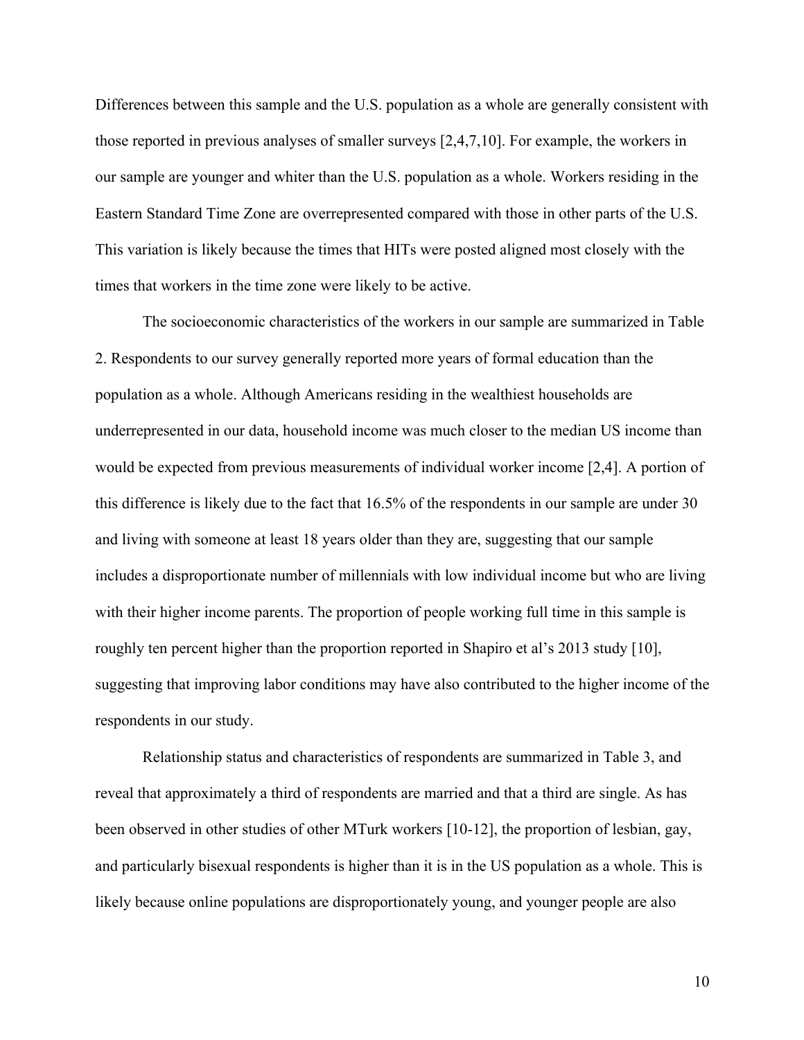Differences between this sample and the U.S. population as a whole are generally consistent with those reported in previous analyses of smaller surveys [2,4,7,10]. For example, the workers in our sample are younger and whiter than the U.S. population as a whole. Workers residing in the Eastern Standard Time Zone are overrepresented compared with those in other parts of the U.S. This variation is likely because the times that HITs were posted aligned most closely with the times that workers in the time zone were likely to be active.

The socioeconomic characteristics of the workers in our sample are summarized in Table 2. Respondents to our survey generally reported more years of formal education than the population as a whole. Although Americans residing in the wealthiest households are underrepresented in our data, household income was much closer to the median US income than would be expected from previous measurements of individual worker income [2,4]. A portion of this difference is likely due to the fact that 16.5% of the respondents in our sample are under 30 and living with someone at least 18 years older than they are, suggesting that our sample includes a disproportionate number of millennials with low individual income but who are living with their higher income parents. The proportion of people working full time in this sample is roughly ten percent higher than the proportion reported in Shapiro et al's 2013 study [10], suggesting that improving labor conditions may have also contributed to the higher income of the respondents in our study.

Relationship status and characteristics of respondents are summarized in Table 3, and reveal that approximately a third of respondents are married and that a third are single. As has been observed in other studies of other MTurk workers [10-12], the proportion of lesbian, gay, and particularly bisexual respondents is higher than it is in the US population as a whole. This is likely because online populations are disproportionately young, and younger people are also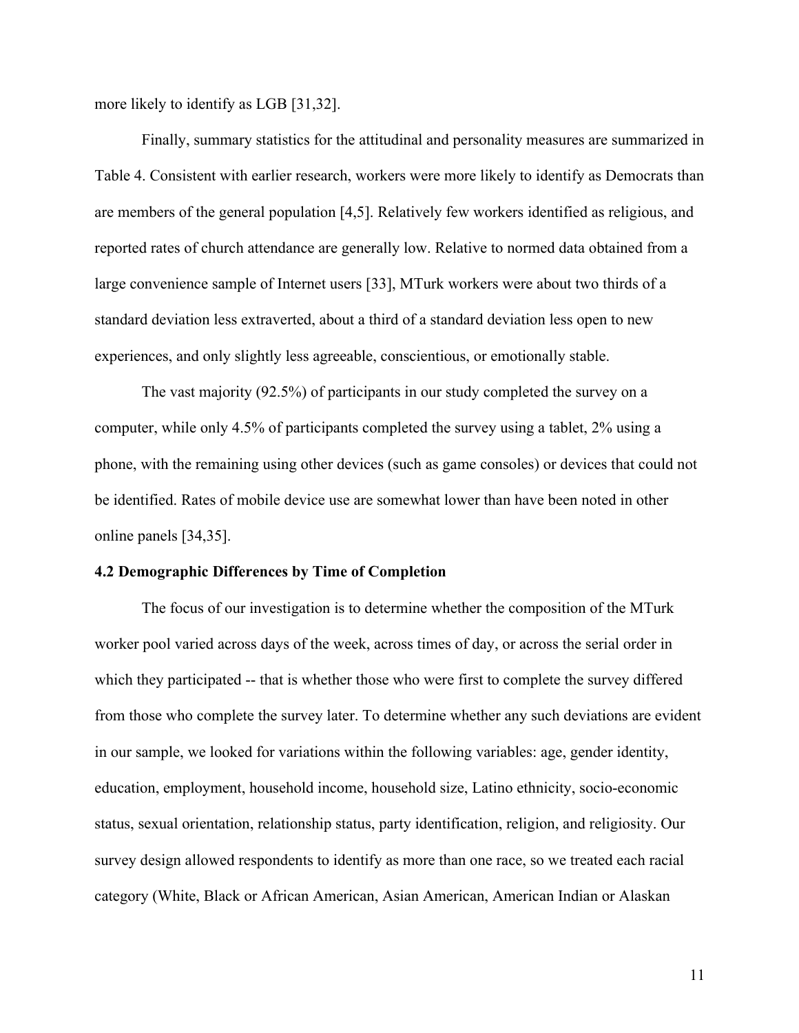more likely to identify as LGB [31,32].

Finally, summary statistics for the attitudinal and personality measures are summarized in Table 4. Consistent with earlier research, workers were more likely to identify as Democrats than are members of the general population [4,5]. Relatively few workers identified as religious, and reported rates of church attendance are generally low. Relative to normed data obtained from a large convenience sample of Internet users [33], MTurk workers were about two thirds of a standard deviation less extraverted, about a third of a standard deviation less open to new experiences, and only slightly less agreeable, conscientious, or emotionally stable.

The vast majority (92.5%) of participants in our study completed the survey on a computer, while only 4.5% of participants completed the survey using a tablet, 2% using a phone, with the remaining using other devices (such as game consoles) or devices that could not be identified. Rates of mobile device use are somewhat lower than have been noted in other online panels [34,35].

**4.2 Demographic Differences by Time of Completion**

The focus of our investigation is to determine whether the composition of the MTurk worker pool varied across days of the week, across times of day, or across the serial order in which they participated -- that is whether those who were first to complete the survey differed from those who complete the survey later. To determine whether any such deviations are evident in our sample, we looked for variations within the following variables: age, gender identity, education, employment, household income, household size, Latino ethnicity, socio-economic status, sexual orientation, relationship status, party identification, religion, and religiosity. Our survey design allowed respondents to identify as more than one race, so we treated each racial category (White, Black or African American, Asian American, American Indian or Alaskan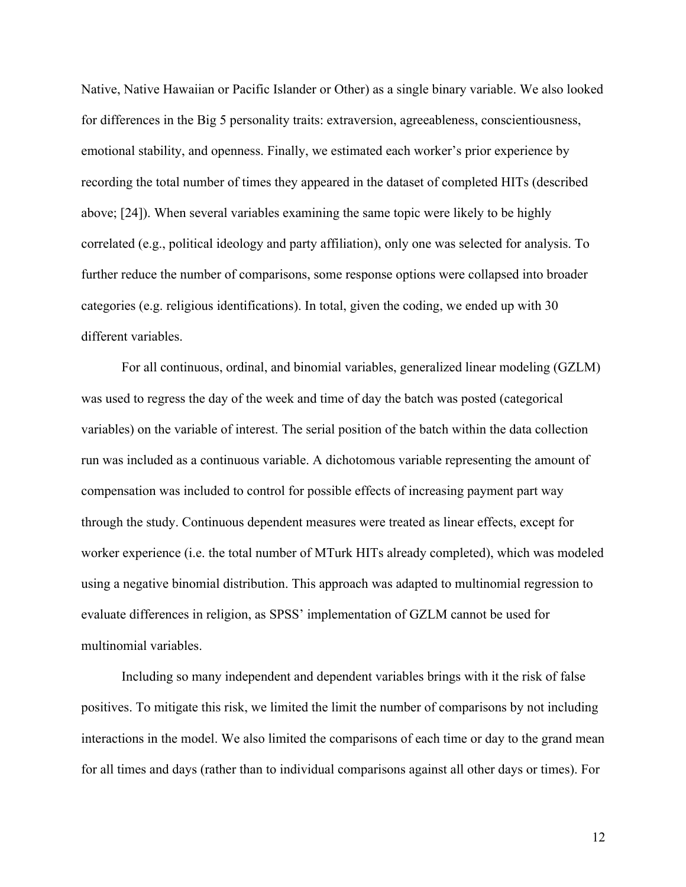Native, Native Hawaiian or Pacific Islander or Other) as a single binary variable. We also looked for differences in the Big 5 personality traits: extraversion, agreeableness, conscientiousness, emotional stability, and openness. Finally, we estimated each worker's prior experience by recording the total number of times they appeared in the dataset of completed HITs (described above; [24]). When several variables examining the same topic were likely to be highly correlated (e.g., political ideology and party affiliation), only one was selected for analysis. To further reduce the number of comparisons, some response options were collapsed into broader categories (e.g. religious identifications). In total, given the coding, we ended up with 30 different variables.

For all continuous, ordinal, and binomial variables, generalized linear modeling (GZLM) was used to regress the day of the week and time of day the batch was posted (categorical variables) on the variable of interest. The serial position of the batch within the data collection run was included as a continuous variable. A dichotomous variable representing the amount of compensation was included to control for possible effects of increasing payment part way through the study. Continuous dependent measures were treated as linear effects, except for worker experience (i.e. the total number of MTurk HITs already completed), which was modeled using a negative binomial distribution. This approach was adapted to multinomial regression to evaluate differences in religion, as SPSS' implementation of GZLM cannot be used for multinomial variables.

Including so many independent and dependent variables brings with it the risk of false positives. To mitigate this risk, we limited the limit the number of comparisons by not including interactions in the model. We also limited the comparisons of each time or day to the grand mean for all times and days (rather than to individual comparisons against all other days or times). For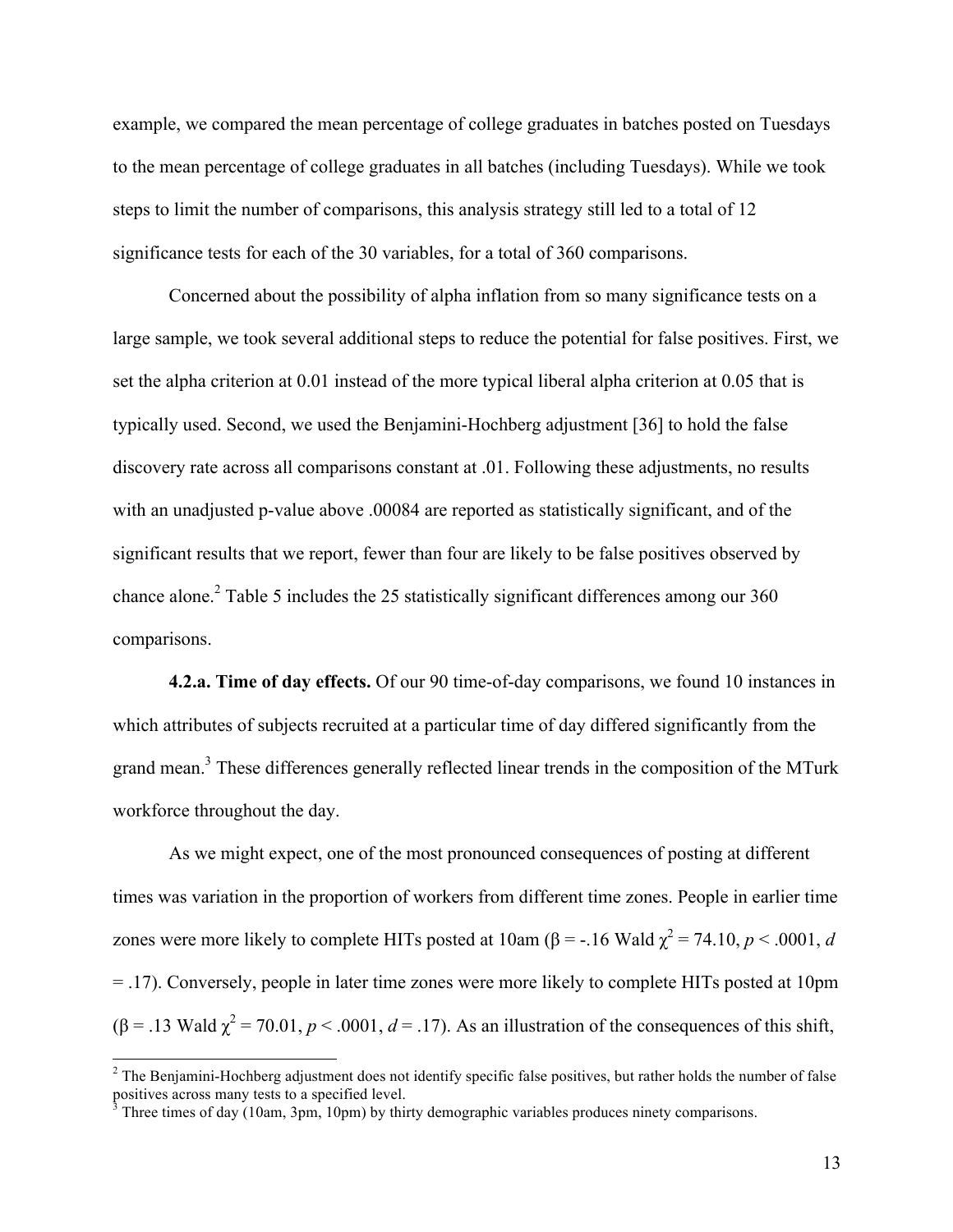example, we compared the mean percentage of college graduates in batches posted on Tuesdays to the mean percentage of college graduates in all batches (including Tuesdays). While we took steps to limit the number of comparisons, this analysis strategy still led to a total of 12 significance tests for each of the 30 variables, for a total of 360 comparisons.

Concerned about the possibility of alpha inflation from so many significance tests on a large sample, we took several additional steps to reduce the potential for false positives. First, we set the alpha criterion at 0.01 instead of the more typical liberal alpha criterion at 0.05 that is typically used. Second, we used the Benjamini-Hochberg adjustment [36] to hold the false discovery rate across all comparisons constant at .01. Following these adjustments, no results with an unadjusted p-value above .00084 are reported as statistically significant, and of the significant results that we report, fewer than four are likely to be false positives observed by chance alone.[2] Table 5 includes the 25 statistically significant differences among our 360 comparisons.

**4.2.a. Time of day effects.** Of our 90 time-of-day comparisons, we found 10 instances in which attributes of subjects recruited at a particular time of day differed significantly from the grand mean.[3] These differences generally reflected linear trends in the composition of the MTurk workforce throughout the day.

As we might expect, one of the most pronounced consequences of posting at different times was variation in the proportion of workers from different time zones. People in earlier time zones were more likely to complete HITs posted at 10am ($\beta = -.16$ Wald $\chi^2 = 74.10$, $p < .0001$, $d = .17$). Conversely, people in later time zones were more likely to complete HITs posted at 10pm ($\beta = .13$ Wald $\chi^2 = 70.01$, $p < .0001$, $d = .17$). As an illustration of the consequences of this shift,

[2] The Benjamini-Hochberg adjustment does not identify specific false positives, but rather holds the number of false positives across many tests to a specified level.

[3] Three times of day (10am, 3pm, 10pm) by thirty demographic variables produces ninety comparisons.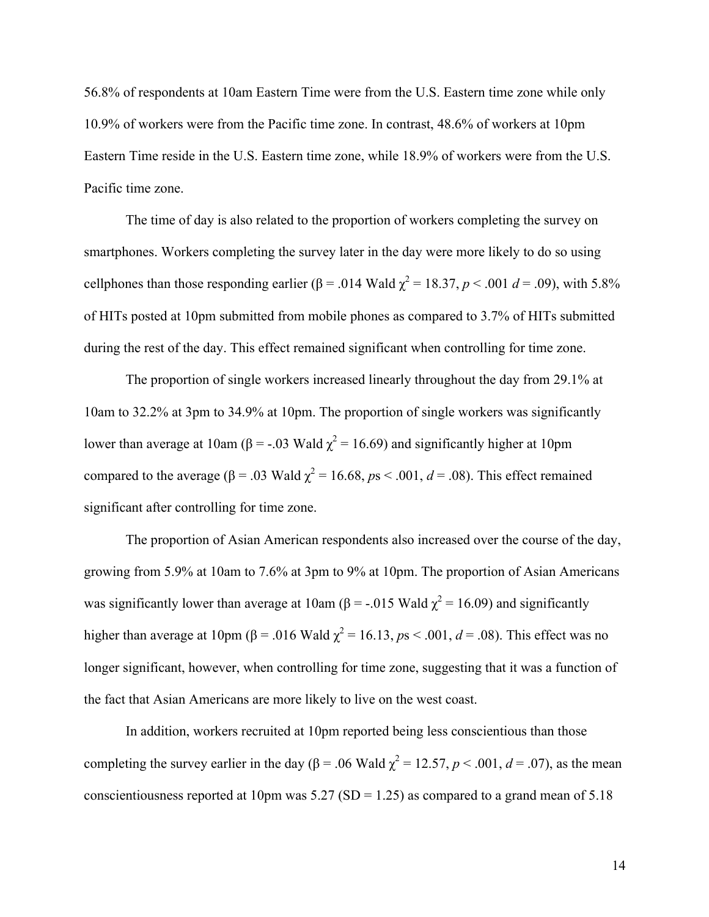56.8% of respondents at 10am Eastern Time were from the U.S. Eastern time zone while only 10.9% of workers were from the Pacific time zone. In contrast, 48.6% of workers at 10pm Eastern Time reside in the U.S. Eastern time zone, while 18.9% of workers were from the U.S. Pacific time zone.

The time of day is also related to the proportion of workers completing the survey on smartphones. Workers completing the survey later in the day were more likely to do so using cellphones than those responding earlier ($\beta$ = .014 Wald $\chi^2$ = 18.37, $p$ < .001 $d$ = .09), with 5.8% of HITs posted at 10pm submitted from mobile phones as compared to 3.7% of HITs submitted during the rest of the day. This effect remained significant when controlling for time zone.

The proportion of single workers increased linearly throughout the day from 29.1% at 10am to 32.2% at 3pm to 34.9% at 10pm. The proportion of single workers was significantly lower than average at 10am ($\beta$ = -.03 Wald $\chi^2$ = 16.69) and significantly higher at 10pm compared to the average ($\beta$ = .03 Wald $\chi^2$ = 16.68, $p$s < .001, $d$ = .08). This effect remained significant after controlling for time zone.

The proportion of Asian American respondents also increased over the course of the day, growing from 5.9% at 10am to 7.6% at 3pm to 9% at 10pm. The proportion of Asian Americans was significantly lower than average at 10am ($\beta$ = -.015 Wald $\chi^2$ = 16.09) and significantly higher than average at 10pm ($\beta$ = .016 Wald $\chi^2$ = 16.13, $p$s < .001, $d$ = .08). This effect was no longer significant, however, when controlling for time zone, suggesting that it was a function of the fact that Asian Americans are more likely to live on the west coast.

In addition, workers recruited at 10pm reported being less conscientious than those completing the survey earlier in the day ($\beta$ = .06 Wald $\chi^2$ = 12.57, $p$ < .001, $d$ = .07), as the mean conscientiousness reported at 10pm was 5.27 (SD = 1.25) as compared to a grand mean of 5.18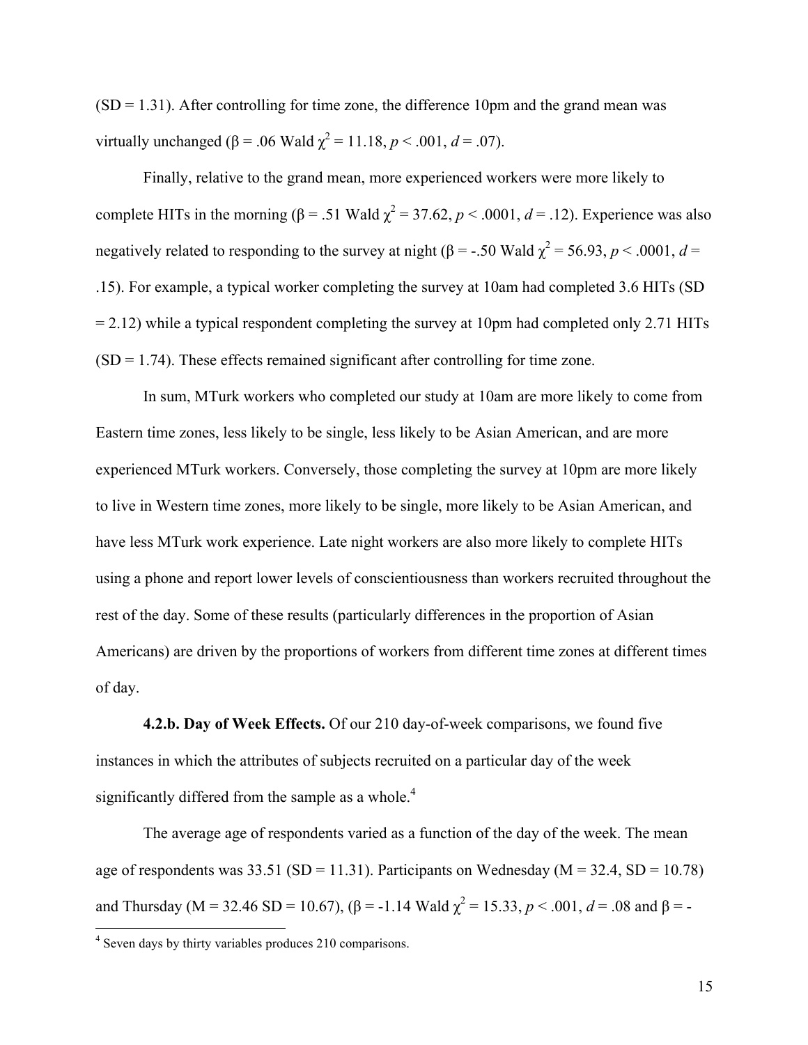(SD = 1.31). After controlling for time zone, the difference 10pm and the grand mean was virtually unchanged (β = .06 Wald $\chi^2$ = 11.18, *p* < .001, *d* = .07).

Finally, relative to the grand mean, more experienced workers were more likely to complete HITs in the morning (β = .51 Wald $\chi^2$ = 37.62, *p* < .0001, *d* = .12). Experience was also negatively related to responding to the survey at night (β = -.50 Wald $\chi^2$ = 56.93, *p* < .0001, *d* = .15). For example, a typical worker completing the survey at 10am had completed 3.6 HITs (SD = 2.12) while a typical respondent completing the survey at 10pm had completed only 2.71 HITs (SD = 1.74). These effects remained significant after controlling for time zone.

In sum, MTurk workers who completed our study at 10am are more likely to come from Eastern time zones, less likely to be single, less likely to be Asian American, and are more experienced MTurk workers. Conversely, those completing the survey at 10pm are more likely to live in Western time zones, more likely to be single, more likely to be Asian American, and have less MTurk work experience. Late night workers are also more likely to complete HITs using a phone and report lower levels of conscientiousness than workers recruited throughout the rest of the day. Some of these results (particularly differences in the proportion of Asian Americans) are driven by the proportions of workers from different time zones at different times of day.

**4.2.b. Day of Week Effects.** Of our 210 day-of-week comparisons, we found five instances in which the attributes of subjects recruited on a particular day of the week significantly differed from the sample as a whole.[4]

The average age of respondents varied as a function of the day of the week. The mean age of respondents was 33.51 (SD = 11.31). Participants on Wednesday (M = 32.4, SD = 10.78) and Thursday (M = 32.46 SD = 10.67), (β = -1.14 Wald $\chi^2$ = 15.33, *p* < .001, *d* = .08 and β = -

[4] Seven days by thirty variables produces 210 comparisons.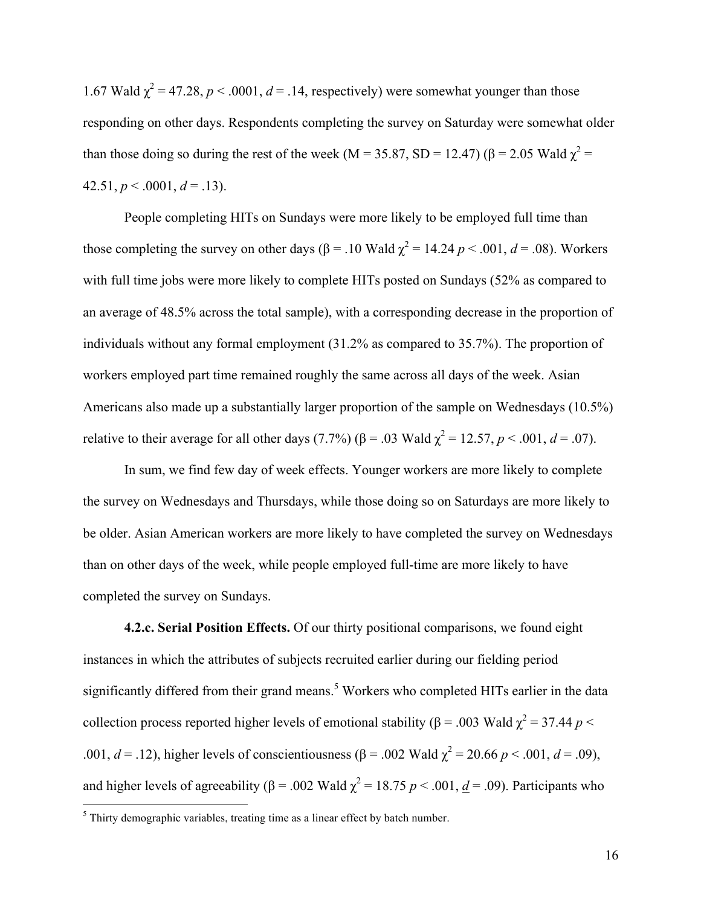1.67 Wald $\chi^2$ = 47.28, $p < .0001$, $d = .14$, respectively) were somewhat younger than those responding on other days. Respondents completing the survey on Saturday were somewhat older than those doing so during the rest of the week (M = 35.87, SD = 12.47) (β = 2.05 Wald $\chi^2$ = 42.51, $p < .0001$, $d = .13$).

People completing HITs on Sundays were more likely to be employed full time than those completing the survey on other days (β = .10 Wald $\chi^2$ = 14.24 $p < .001$, $d = .08$). Workers with full time jobs were more likely to complete HITs posted on Sundays (52% as compared to an average of 48.5% across the total sample), with a corresponding decrease in the proportion of individuals without any formal employment (31.2% as compared to 35.7%). The proportion of workers employed part time remained roughly the same across all days of the week. Asian Americans also made up a substantially larger proportion of the sample on Wednesdays (10.5%) relative to their average for all other days (7.7%) (β = .03 Wald $\chi^2$ = 12.57, $p < .001$, $d = .07$).

In sum, we find few day of week effects. Younger workers are more likely to complete the survey on Wednesdays and Thursdays, while those doing so on Saturdays are more likely to be older. Asian American workers are more likely to have completed the survey on Wednesdays than on other days of the week, while people employed full-time are more likely to have completed the survey on Sundays.

**4.2.c. Serial Position Effects.** Of our thirty positional comparisons, we found eight instances in which the attributes of subjects recruited earlier during our fielding period significantly differed from their grand means.[5] Workers who completed HITs earlier in the data collection process reported higher levels of emotional stability (β = .003 Wald $\chi^2$ = 37.44 $p < .001$, $d = .12$), higher levels of conscientiousness (β = .002 Wald $\chi^2$ = 20.66 $p < .001$, $d = .09$), and higher levels of agreeability (β = .002 Wald $\chi^2$ = 18.75 $p < .001$, $d = .09$). Participants who

[5] Thirty demographic variables, treating time as a linear effect by batch number.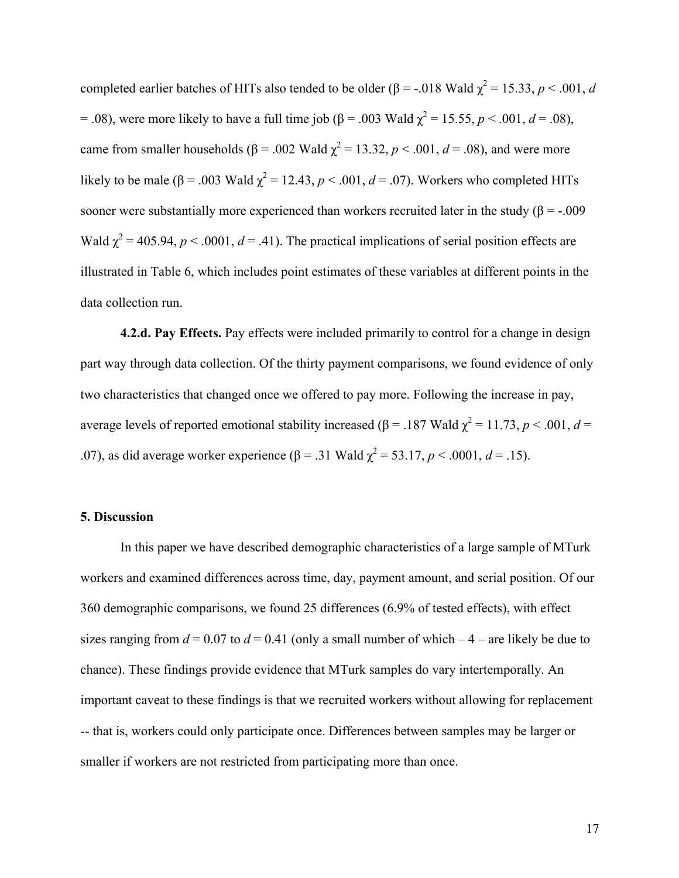completed earlier batches of HITs also tended to be older ($\beta = -.018$ Wald $\chi^2 = 15.33$, $p < .001$, $d = .08$), were more likely to have a full time job ($\beta = .003$ Wald $\chi^2 = 15.55$, $p < .001$, $d = .08$), came from smaller households ($\beta = .002$ Wald $\chi^2 = 13.32$, $p < .001$, $d = .08$), and were more likely to be male ($\beta = .003$ Wald $\chi^2 = 12.43$, $p < .001$, $d = .07$). Workers who completed HITs sooner were substantially more experienced than workers recruited later in the study ($\beta = -.009$ Wald $\chi^2 = 405.94$, $p < .0001$, $d = .41$). The practical implications of serial position effects are illustrated in Table 6, which includes point estimates of these variables at different points in the data collection run.

**4.2.d. Pay Effects.** Pay effects were included primarily to control for a change in design part way through data collection. Of the thirty payment comparisons, we found evidence of only two characteristics that changed once we offered to pay more. Following the increase in pay, average levels of reported emotional stability increased ($\beta = .187$ Wald $\chi^2 = 11.73$, $p < .001$, $d = .07$), as did average worker experience ($\beta = .31$ Wald $\chi^2 = 53.17$, $p < .0001$, $d = .15$).

## 5. Discussion

In this paper we have described demographic characteristics of a large sample of MTurk workers and examined differences across time, day, payment amount, and serial position. Of our 360 demographic comparisons, we found 25 differences (6.9% of tested effects), with effect sizes ranging from $d = 0.07$ to $d = 0.41$ (only a small number of which – 4 – are likely be due to chance). These findings provide evidence that MTurk samples do vary intertemporally. An important caveat to these findings is that we recruited workers without allowing for replacement -- that is, workers could only participate once. Differences between samples may be larger or smaller if workers are not restricted from participating more than once.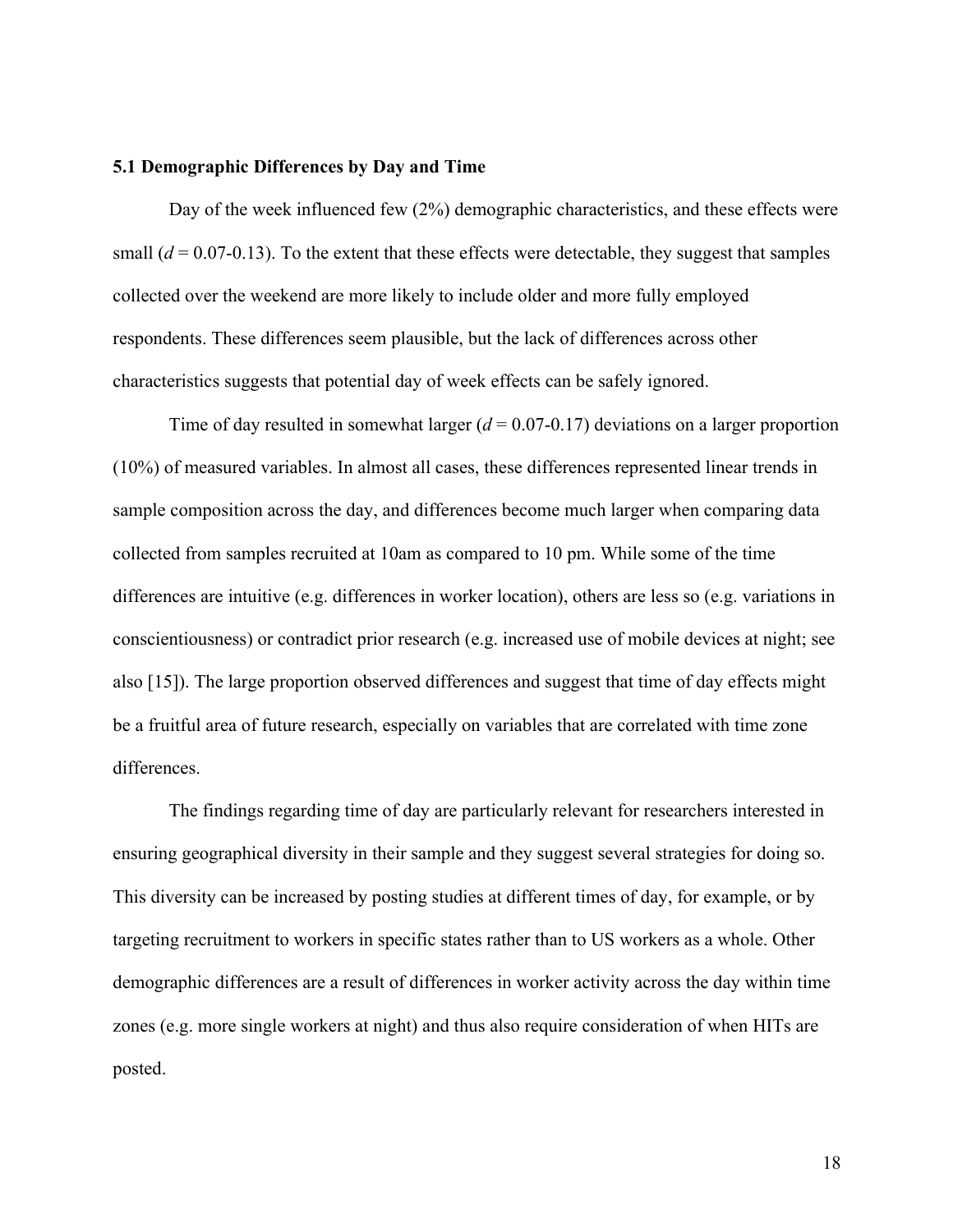### 5.1 Demographic Differences by Day and Time

Day of the week influenced few (2%) demographic characteristics, and these effects were small ($d$ = 0.07-0.13). To the extent that these effects were detectable, they suggest that samples collected over the weekend are more likely to include older and more fully employed respondents. These differences seem plausible, but the lack of differences across other characteristics suggests that potential day of week effects can be safely ignored.

Time of day resulted in somewhat larger ($d$ = 0.07-0.17) deviations on a larger proportion (10%) of measured variables. In almost all cases, these differences represented linear trends in sample composition across the day, and differences become much larger when comparing data collected from samples recruited at 10am as compared to 10 pm. While some of the time differences are intuitive (e.g. differences in worker location), others are less so (e.g. variations in conscientiousness) or contradict prior research (e.g. increased use of mobile devices at night; see also [15]). The large proportion observed differences and suggest that time of day effects might be a fruitful area of future research, especially on variables that are correlated with time zone differences.

The findings regarding time of day are particularly relevant for researchers interested in ensuring geographical diversity in their sample and they suggest several strategies for doing so. This diversity can be increased by posting studies at different times of day, for example, or by targeting recruitment to workers in specific states rather than to US workers as a whole. Other demographic differences are a result of differences in worker activity across the day within time zones (e.g. more single workers at night) and thus also require consideration of when HITs are posted.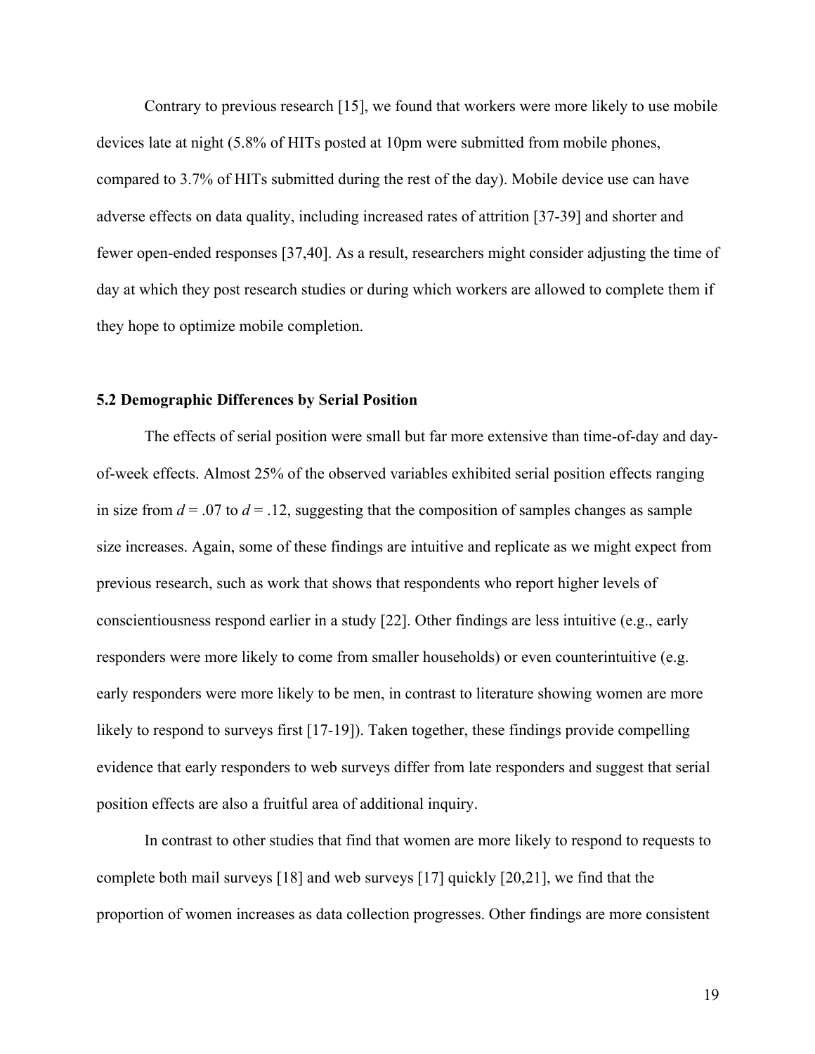Contrary to previous research [15], we found that workers were more likely to use mobile devices late at night (5.8% of HITs posted at 10pm were submitted from mobile phones, compared to 3.7% of HITs submitted during the rest of the day). Mobile device use can have adverse effects on data quality, including increased rates of attrition [37-39] and shorter and fewer open-ended responses [37,40]. As a result, researchers might consider adjusting the time of day at which they post research studies or during which workers are allowed to complete them if they hope to optimize mobile completion.

### 5.2 Demographic Differences by Serial Position

The effects of serial position were small but far more extensive than time-of-day and day-of-week effects. Almost 25% of the observed variables exhibited serial position effects ranging in size from $d = .07$ to $d = .12$, suggesting that the composition of samples changes as sample size increases. Again, some of these findings are intuitive and replicate as we might expect from previous research, such as work that shows that respondents who report higher levels of conscientiousness respond earlier in a study [22]. Other findings are less intuitive (e.g., early responders were more likely to come from smaller households) or even counterintuitive (e.g. early responders were more likely to be men, in contrast to literature showing women are more likely to respond to surveys first [17-19]). Taken together, these findings provide compelling evidence that early responders to web surveys differ from late responders and suggest that serial position effects are also a fruitful area of additional inquiry.

In contrast to other studies that find that women are more likely to respond to requests to complete both mail surveys [18] and web surveys [17] quickly [20,21], we find that the proportion of women increases as data collection progresses. Other findings are more consistent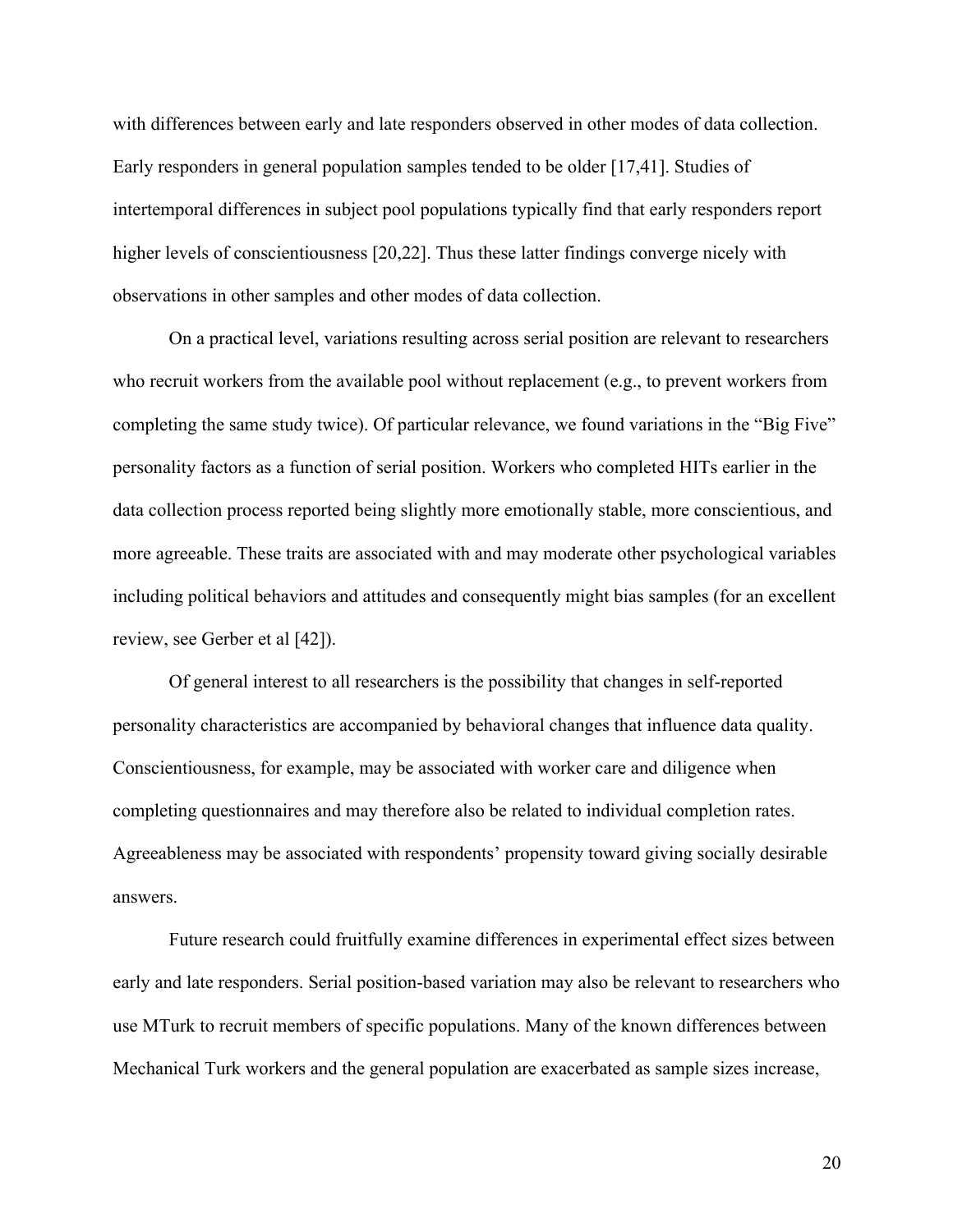with differences between early and late responders observed in other modes of data collection. Early responders in general population samples tended to be older [17,41]. Studies of intertemporal differences in subject pool populations typically find that early responders report higher levels of conscientiousness [20,22]. Thus these latter findings converge nicely with observations in other samples and other modes of data collection.

On a practical level, variations resulting across serial position are relevant to researchers who recruit workers from the available pool without replacement (e.g., to prevent workers from completing the same study twice). Of particular relevance, we found variations in the "Big Five" personality factors as a function of serial position. Workers who completed HITs earlier in the data collection process reported being slightly more emotionally stable, more conscientious, and more agreeable. These traits are associated with and may moderate other psychological variables including political behaviors and attitudes and consequently might bias samples (for an excellent review, see Gerber et al [42]).

Of general interest to all researchers is the possibility that changes in self-reported personality characteristics are accompanied by behavioral changes that influence data quality. Conscientiousness, for example, may be associated with worker care and diligence when completing questionnaires and may therefore also be related to individual completion rates. Agreeableness may be associated with respondents' propensity toward giving socially desirable answers.

Future research could fruitfully examine differences in experimental effect sizes between early and late responders. Serial position-based variation may also be relevant to researchers who use MTurk to recruit members of specific populations. Many of the known differences between Mechanical Turk workers and the general population are exacerbated as sample sizes increase,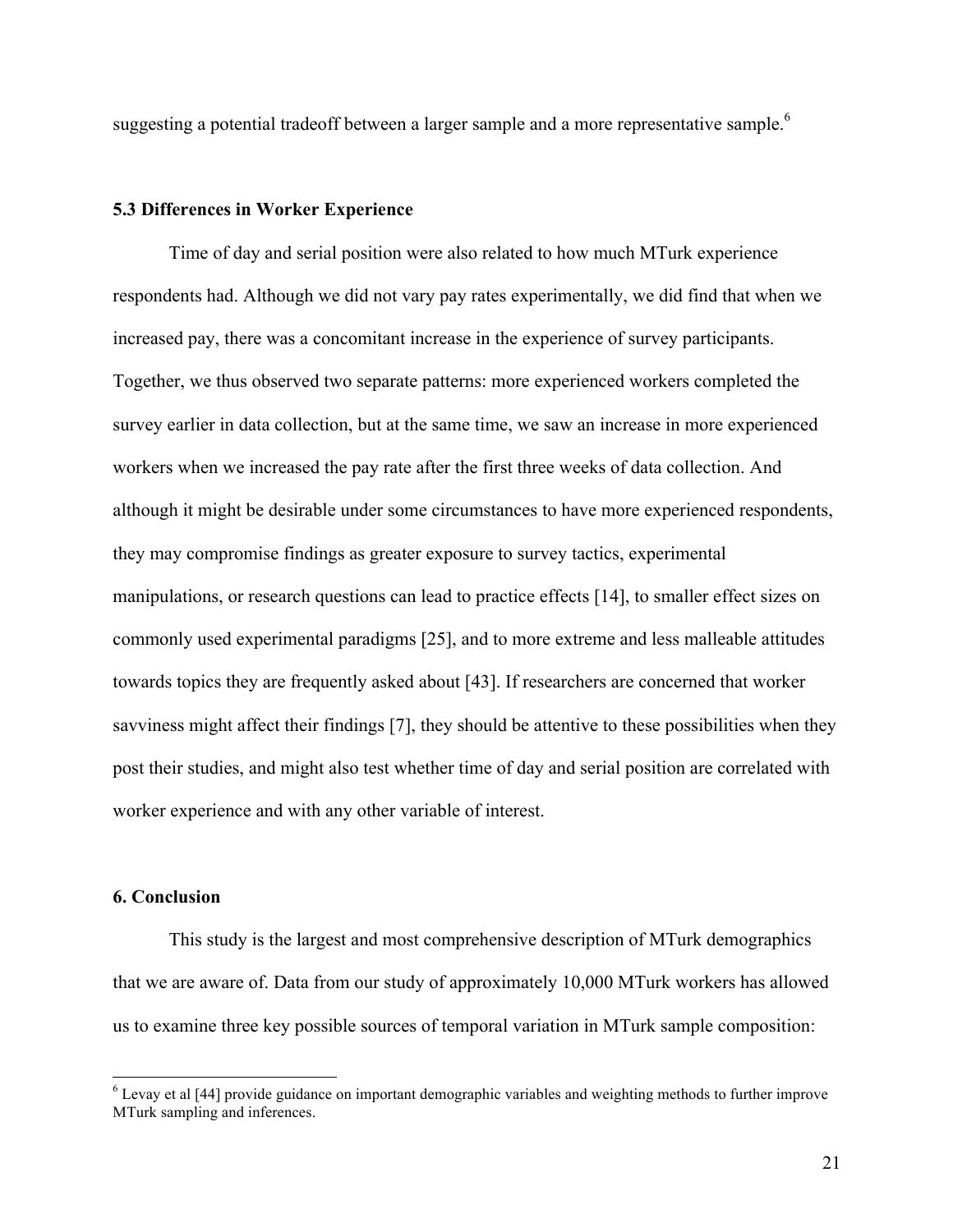suggesting a potential tradeoff between a larger sample and a more representative sample.[6]

### 5.3 Differences in Worker Experience

Time of day and serial position were also related to how much MTurk experience respondents had. Although we did not vary pay rates experimentally, we did find that when we increased pay, there was a concomitant increase in the experience of survey participants. Together, we thus observed two separate patterns: more experienced workers completed the survey earlier in data collection, but at the same time, we saw an increase in more experienced workers when we increased the pay rate after the first three weeks of data collection. And although it might be desirable under some circumstances to have more experienced respondents, they may compromise findings as greater exposure to survey tactics, experimental manipulations, or research questions can lead to practice effects [14], to smaller effect sizes on commonly used experimental paradigms [25], and to more extreme and less malleable attitudes towards topics they are frequently asked about [43]. If researchers are concerned that worker savviness might affect their findings [7], they should be attentive to these possibilities when they post their studies, and might also test whether time of day and serial position are correlated with worker experience and with any other variable of interest.

## 6. Conclusion

This study is the largest and most comprehensive description of MTurk demographics that we are aware of. Data from our study of approximately 10,000 MTurk workers has allowed us to examine three key possible sources of temporal variation in MTurk sample composition:

---

[6] Levay et al [44] provide guidance on important demographic variables and weighting methods to further improve MTurk sampling and inferences.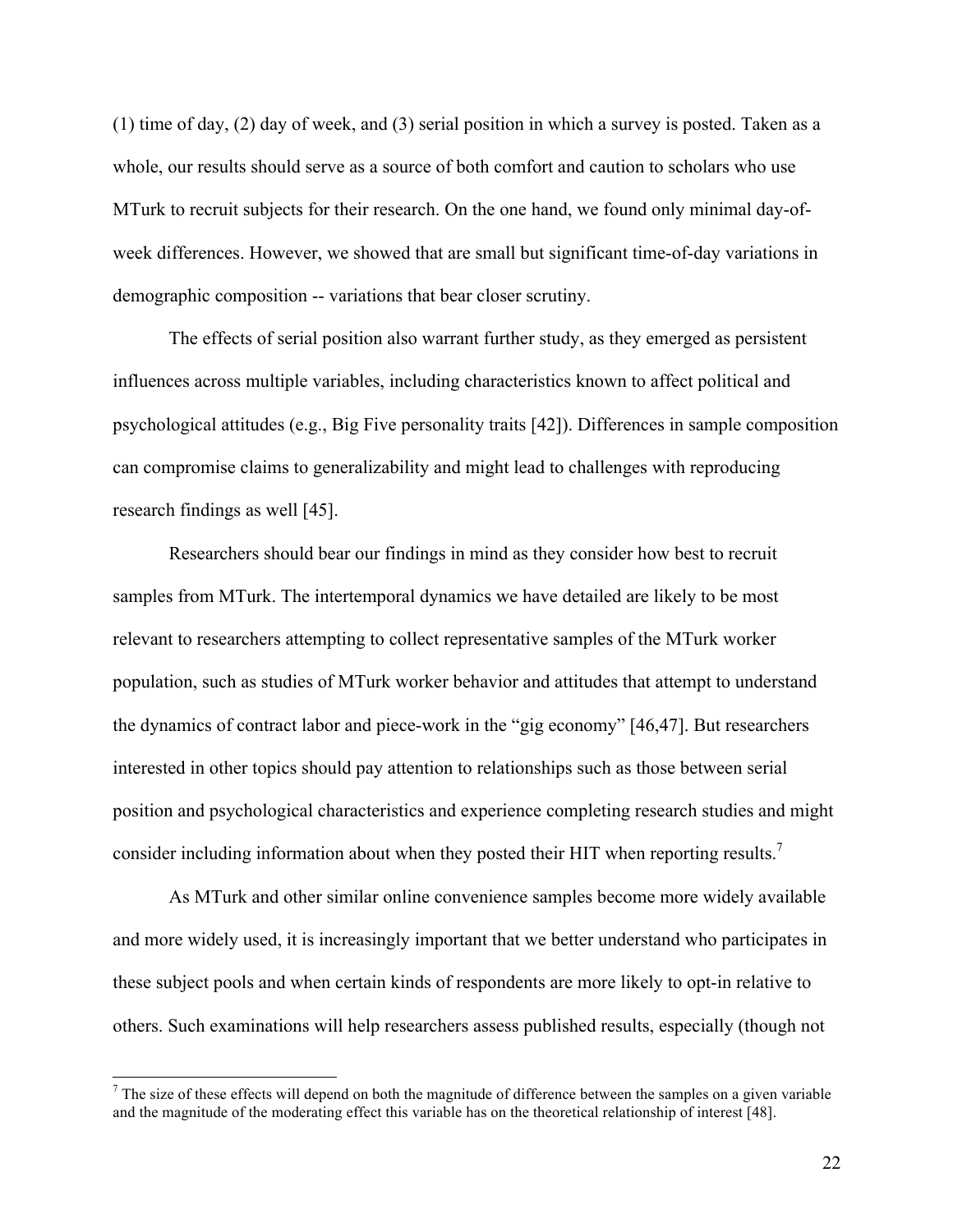(1) time of day, (2) day of week, and (3) serial position in which a survey is posted. Taken as a whole, our results should serve as a source of both comfort and caution to scholars who use MTurk to recruit subjects for their research. On the one hand, we found only minimal day-of-week differences. However, we showed that are small but significant time-of-day variations in demographic composition -- variations that bear closer scrutiny.

The effects of serial position also warrant further study, as they emerged as persistent influences across multiple variables, including characteristics known to affect political and psychological attitudes (e.g., Big Five personality traits [42]). Differences in sample composition can compromise claims to generalizability and might lead to challenges with reproducing research findings as well [45].

Researchers should bear our findings in mind as they consider how best to recruit samples from MTurk. The intertemporal dynamics we have detailed are likely to be most relevant to researchers attempting to collect representative samples of the MTurk worker population, such as studies of MTurk worker behavior and attitudes that attempt to understand the dynamics of contract labor and piece-work in the "gig economy" [46,47]. But researchers interested in other topics should pay attention to relationships such as those between serial position and psychological characteristics and experience completing research studies and might consider including information about when they posted their HIT when reporting results.[7]

As MTurk and other similar online convenience samples become more widely available and more widely used, it is increasingly important that we better understand who participates in these subject pools and when certain kinds of respondents are more likely to opt-in relative to others. Such examinations will help researchers assess published results, especially (though not

[7] The size of these effects will depend on both the magnitude of difference between the samples on a given variable and the magnitude of the moderating effect this variable has on the theoretical relationship of interest [48].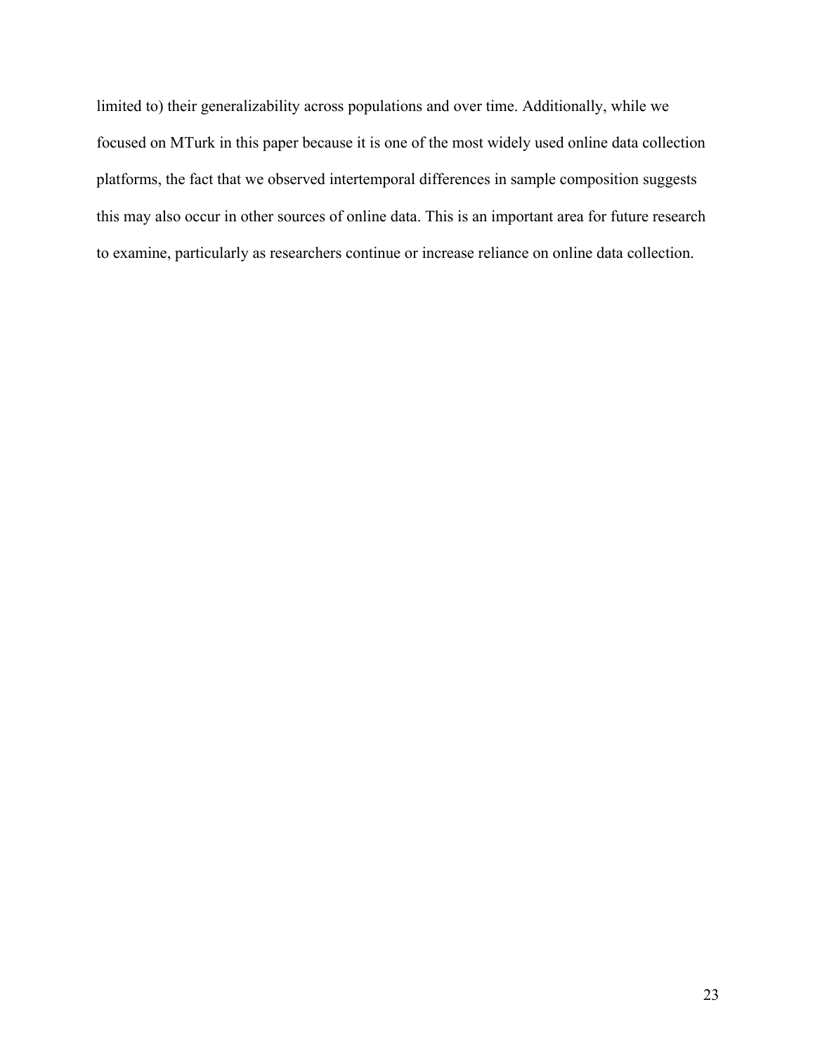limited to) their generalizability across populations and over time. Additionally, while we focused on MTurk in this paper because it is one of the most widely used online data collection platforms, the fact that we observed intertemporal differences in sample composition suggests this may also occur in other sources of online data. This is an important area for future research to examine, particularly as researchers continue or increase reliance on online data collection.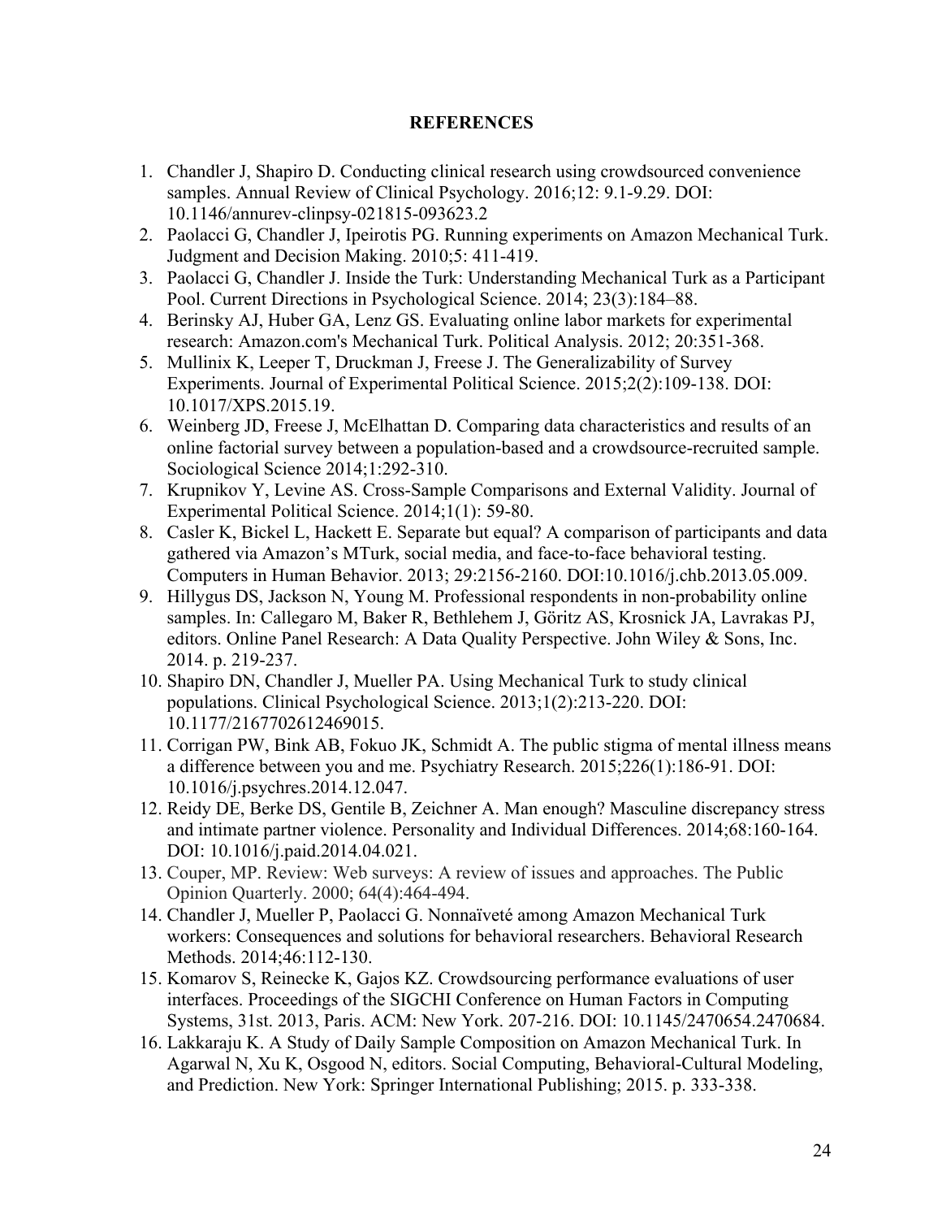## REFERENCES

1. Chandler J, Shapiro D. Conducting clinical research using crowdsourced convenience samples. Annual Review of Clinical Psychology. 2016;12: 9.1-9.29. DOI: 10.1146/annurev-clinpsy-021815-093623.2
2. Paolacci G, Chandler J, Ipeirotis PG. Running experiments on Amazon Mechanical Turk. Judgment and Decision Making. 2010;5: 411-419.
3. Paolacci G, Chandler J. Inside the Turk: Understanding Mechanical Turk as a Participant Pool. Current Directions in Psychological Science. 2014; 23(3):184–88.
4. Berinsky AJ, Huber GA, Lenz GS. Evaluating online labor markets for experimental research: Amazon.com's Mechanical Turk. Political Analysis. 2012; 20:351-368.
5. Mullinix K, Leeper T, Druckman J, Freese J. The Generalizability of Survey Experiments. Journal of Experimental Political Science. 2015;2(2):109-138. DOI: 10.1017/XPS.2015.19.
6. Weinberg JD, Freese J, McElhattan D. Comparing data characteristics and results of an online factorial survey between a population-based and a crowdsource-recruited sample. Sociological Science 2014;1:292-310.
7. Krupnikov Y, Levine AS. Cross-Sample Comparisons and External Validity. Journal of Experimental Political Science. 2014;1(1): 59-80.
8. Casler K, Bickel L, Hackett E. Separate but equal? A comparison of participants and data gathered via Amazon's MTurk, social media, and face-to-face behavioral testing. Computers in Human Behavior. 2013; 29:2156-2160. DOI:10.1016/j.chb.2013.05.009.
9. Hillygus DS, Jackson N, Young M. Professional respondents in non-probability online samples. In: Callegaro M, Baker R, Bethlehem J, Göritz AS, Krosnick JA, Lavrakas PJ, editors. Online Panel Research: A Data Quality Perspective. John Wiley & Sons, Inc. 2014. p. 219-237.
10. Shapiro DN, Chandler J, Mueller PA. Using Mechanical Turk to study clinical populations. Clinical Psychological Science. 2013;1(2):213-220. DOI: 10.1177/2167702612469015.
11. Corrigan PW, Bink AB, Fokuo JK, Schmidt A. The public stigma of mental illness means a difference between you and me. Psychiatry Research. 2015;226(1):186-91. DOI: 10.1016/j.psychres.2014.12.047.
12. Reidy DE, Berke DS, Gentile B, Zeichner A. Man enough? Masculine discrepancy stress and intimate partner violence. Personality and Individual Differences. 2014;68:160-164. DOI: 10.1016/j.paid.2014.04.021.
13. Couper, MP. Review: Web surveys: A review of issues and approaches. The Public Opinion Quarterly. 2000; 64(4):464-494.
14. Chandler J, Mueller P, Paolacci G. Nonnaïveté among Amazon Mechanical Turk workers: Consequences and solutions for behavioral researchers. Behavioral Research Methods. 2014;46:112-130.
15. Komarov S, Reinecke K, Gajos KZ. Crowdsourcing performance evaluations of user interfaces. Proceedings of the SIGCHI Conference on Human Factors in Computing Systems, 31st. 2013, Paris. ACM: New York. 207-216. DOI: 10.1145/2470654.2470684.
16. Lakkaraju K. A Study of Daily Sample Composition on Amazon Mechanical Turk. In Agarwal N, Xu K, Osgood N, editors. Social Computing, Behavioral-Cultural Modeling, and Prediction. New York: Springer International Publishing; 2015. p. 333-338.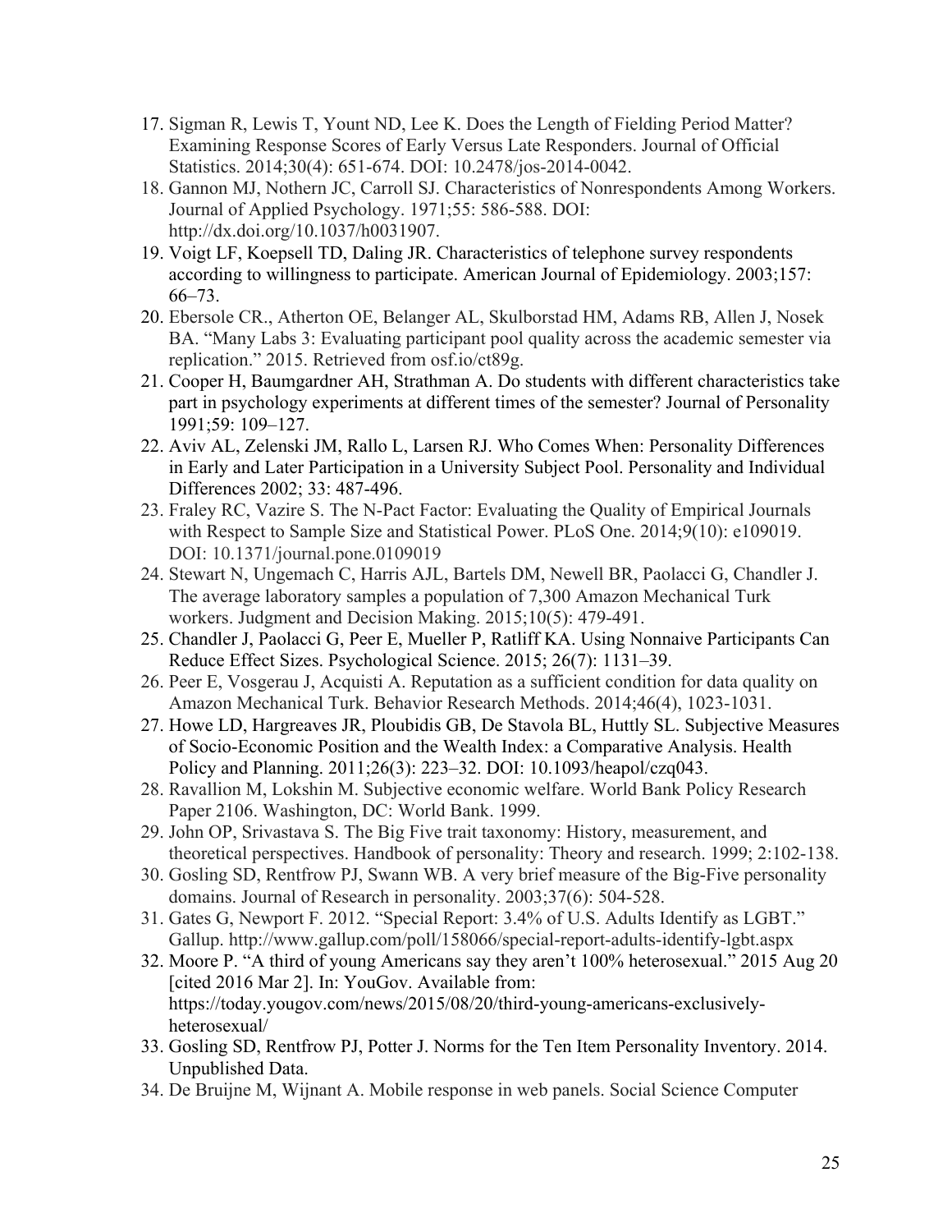17. Sigman R, Lewis T, Yount ND, Lee K. Does the Length of Fielding Period Matter? Examining Response Scores of Early Versus Late Responders. Journal of Official Statistics. 2014;30(4): 651-674. DOI: 10.2478/jos-2014-0042.
18. Gannon MJ, Nothern JC, Carroll SJ. Characteristics of Nonrespondents Among Workers. Journal of Applied Psychology. 1971;55: 586-588. DOI: http://dx.doi.org/10.1037/h0031907.
19. Voigt LF, Koepsell TD, Daling JR. Characteristics of telephone survey respondents according to willingness to participate. American Journal of Epidemiology. 2003;157: 66–73.
20. Ebersole CR., Atherton OE, Belanger AL, Skulborstad HM, Adams RB, Allen J, Nosek BA. "Many Labs 3: Evaluating participant pool quality across the academic semester via replication." 2015. Retrieved from osf.io/ct89g.
21. Cooper H, Baumgardner AH, Strathman A. Do students with different characteristics take part in psychology experiments at different times of the semester? Journal of Personality 1991;59: 109–127.
22. Aviv AL, Zelenski JM, Rallo L, Larsen RJ. Who Comes When: Personality Differences in Early and Later Participation in a University Subject Pool. Personality and Individual Differences 2002; 33: 487-496.
23. Fraley RC, Vazire S. The N-Pact Factor: Evaluating the Quality of Empirical Journals with Respect to Sample Size and Statistical Power. PLoS One. 2014;9(10): e109019. DOI: 10.1371/journal.pone.0109019
24. Stewart N, Ungemach C, Harris AJL, Bartels DM, Newell BR, Paolacci G, Chandler J. The average laboratory samples a population of 7,300 Amazon Mechanical Turk workers. Judgment and Decision Making. 2015;10(5): 479-491.
25. Chandler J, Paolacci G, Peer E, Mueller P, Ratliff KA. Using Nonnaive Participants Can Reduce Effect Sizes. Psychological Science. 2015; 26(7): 1131–39.
26. Peer E, Vosgerau J, Acquisti A. Reputation as a sufficient condition for data quality on Amazon Mechanical Turk. Behavior Research Methods. 2014;46(4), 1023-1031.
27. Howe LD, Hargreaves JR, Ploubidis GB, De Stavola BL, Huttly SL. Subjective Measures of Socio-Economic Position and the Wealth Index: a Comparative Analysis. Health Policy and Planning. 2011;26(3): 223–32. DOI: 10.1093/heapol/czq043.
28. Ravallion M, Lokshin M. Subjective economic welfare. World Bank Policy Research Paper 2106. Washington, DC: World Bank. 1999.
29. John OP, Srivastava S. The Big Five trait taxonomy: History, measurement, and theoretical perspectives. Handbook of personality: Theory and research. 1999; 2:102-138.
30. Gosling SD, Rentfrow PJ, Swann WB. A very brief measure of the Big-Five personality domains. Journal of Research in personality. 2003;37(6): 504-528.
31. Gates G, Newport F. 2012. "Special Report: 3.4% of U.S. Adults Identify as LGBT." Gallup. http://www.gallup.com/poll/158066/special-report-adults-identify-lgbt.aspx
32. Moore P. "A third of young Americans say they aren't 100% heterosexual." 2015 Aug 20 [cited 2016 Mar 2]. In: YouGov. Available from: https://today.yougov.com/news/2015/08/20/third-young-americans-exclusively-heterosexual/
33. Gosling SD, Rentfrow PJ, Potter J. Norms for the Ten Item Personality Inventory. 2014. Unpublished Data.
34. De Bruijne M, Wijnant A. Mobile response in web panels. Social Science Computer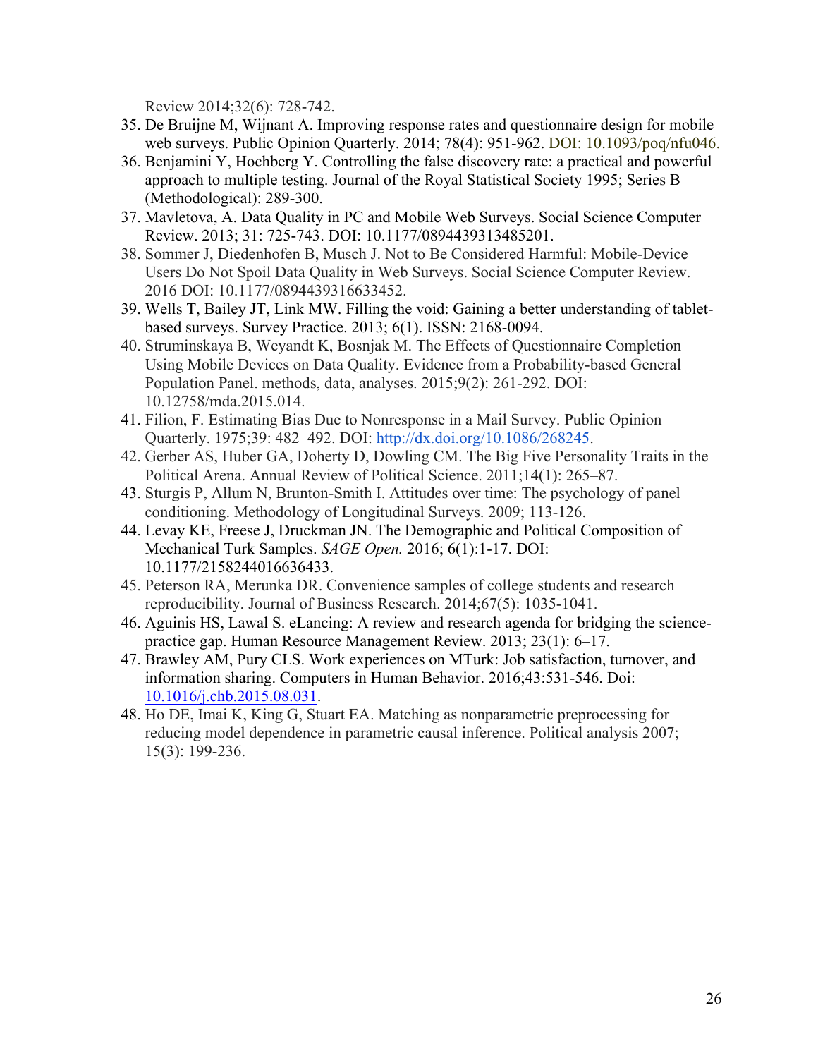Review 2014;32(6): 728-742.

35. De Bruijne M, Wijnant A. Improving response rates and questionnaire design for mobile web surveys. Public Opinion Quarterly. 2014; 78(4): 951-962. DOI: 10.1093/poq/nfu046.
36. Benjamini Y, Hochberg Y. Controlling the false discovery rate: a practical and powerful approach to multiple testing. Journal of the Royal Statistical Society 1995; Series B (Methodological): 289-300.
37. Mavletova, A. Data Quality in PC and Mobile Web Surveys. Social Science Computer Review. 2013; 31: 725-743. DOI: 10.1177/0894439313485201.
38. Sommer J, Diedenhofen B, Musch J. Not to Be Considered Harmful: Mobile-Device Users Do Not Spoil Data Quality in Web Surveys. Social Science Computer Review. 2016 DOI: 10.1177/0894439316633452.
39. Wells T, Bailey JT, Link MW. Filling the void: Gaining a better understanding of tablet-based surveys. Survey Practice. 2013; 6(1). ISSN: 2168-0094.
40. Struminskaya B, Weyandt K, Bosnjak M. The Effects of Questionnaire Completion Using Mobile Devices on Data Quality. Evidence from a Probability-based General Population Panel. methods, data, analyses. 2015;9(2): 261-292. DOI: 10.12758/mda.2015.014.
41. Filion, F. Estimating Bias Due to Nonresponse in a Mail Survey. Public Opinion Quarterly. 1975;39: 482–492. DOI: http://dx.doi.org/10.1086/268245.
42. Gerber AS, Huber GA, Doherty D, Dowling CM. The Big Five Personality Traits in the Political Arena. Annual Review of Political Science. 2011;14(1): 265–87.
43. Sturgis P, Allum N, Brunton-Smith I. Attitudes over time: The psychology of panel conditioning. Methodology of Longitudinal Surveys. 2009; 113-126.
44. Levay KE, Freese J, Druckman JN. The Demographic and Political Composition of Mechanical Turk Samples. *SAGE Open.* 2016; 6(1):1-17. DOI: 10.1177/2158244016636433.
45. Peterson RA, Merunka DR. Convenience samples of college students and research reproducibility. Journal of Business Research. 2014;67(5): 1035-1041.
46. Aguinis HS, Lawal S. eLancing: A review and research agenda for bridging the science-practice gap. Human Resource Management Review. 2013; 23(1): 6–17.
47. Brawley AM, Pury CLS. Work experiences on MTurk: Job satisfaction, turnover, and information sharing. Computers in Human Behavior. 2016;43:531-546. Doi: 10.1016/j.chb.2015.08.031.
48. Ho DE, Imai K, King G, Stuart EA. Matching as nonparametric preprocessing for reducing model dependence in parametric causal inference. Political analysis 2007; 15(3): 199-236.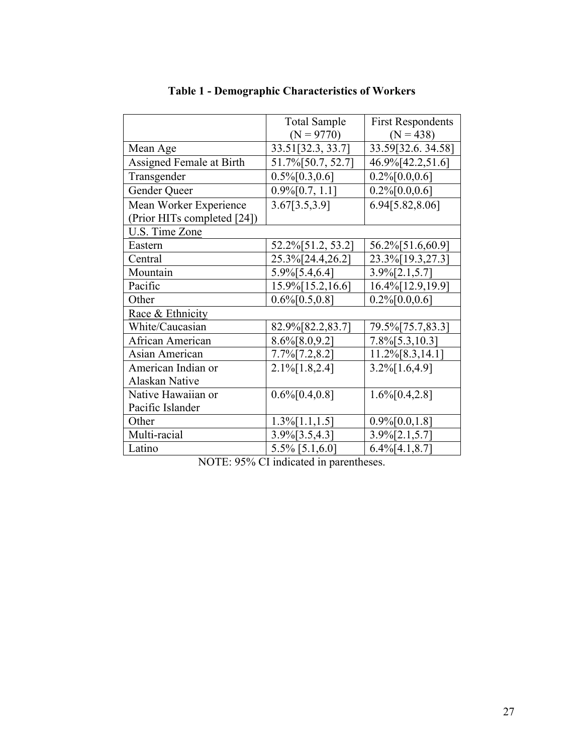**Table 1 - Demographic Characteristics of Workers**

| | Total Sample (N = 9770) | First Respondents (N = 438) |
|---|---|---|
| Mean Age | 33.51[32.3, 33.7] | 33.59[32.6. 34.58] |
| Assigned Female at Birth | 51.7%[50.7, 52.7] | 46.9%[42.2,51.6] |
| Transgender | 0.5%[0.3,0.6] | 0.2%[0.0,0.6] |
| Gender Queer | 0.9%[0.7, 1.1] | 0.2%[0.0,0.6] |
| Mean Worker Experience (Prior HITs completed [24]) | 3.67[3.5,3.9] | 6.94[5.82,8.06] |
| U.S. Time Zone | | |
| Eastern | 52.2%[51.2, 53.2] | 56.2%[51.6,60.9] |
| Central | 25.3%[24.4,26.2] | 23.3%[19.3,27.3] |
| Mountain | 5.9%[5.4,6.4] | 3.9%[2.1,5.7] |
| Pacific | 15.9%[15.2,16.6] | 16.4%[12.9,19.9] |
| Other | 0.6%[0.5,0.8] | 0.2%[0.0,0.6] |
| Race & Ethnicity | | |
| White/Caucasian | 82.9%[82.2,83.7] | 79.5%[75.7,83.3] |
| African American | 8.6%[8.0,9.2] | 7.8%[5.3,10.3] |
| Asian American | 7.7%[7.2,8.2] | 11.2%[8.3,14.1] |
| American Indian or Alaskan Native | 2.1%[1.8,2.4] | 3.2%[1.6,4.9] |
| Native Hawaiian or Pacific Islander | 0.6%[0.4,0.8] | 1.6%[0.4,2.8] |
| Other | 1.3%[1.1,1.5] | 0.9%[0.0,1.8] |
| Multi-racial | 3.9%[3.5,4.3] | 3.9%[2.1,5.7] |
| Latino | 5.5% [5.1,6.0] | 6.4%[4.1,8.7] |

NOTE: 95% CI indicated in parentheses.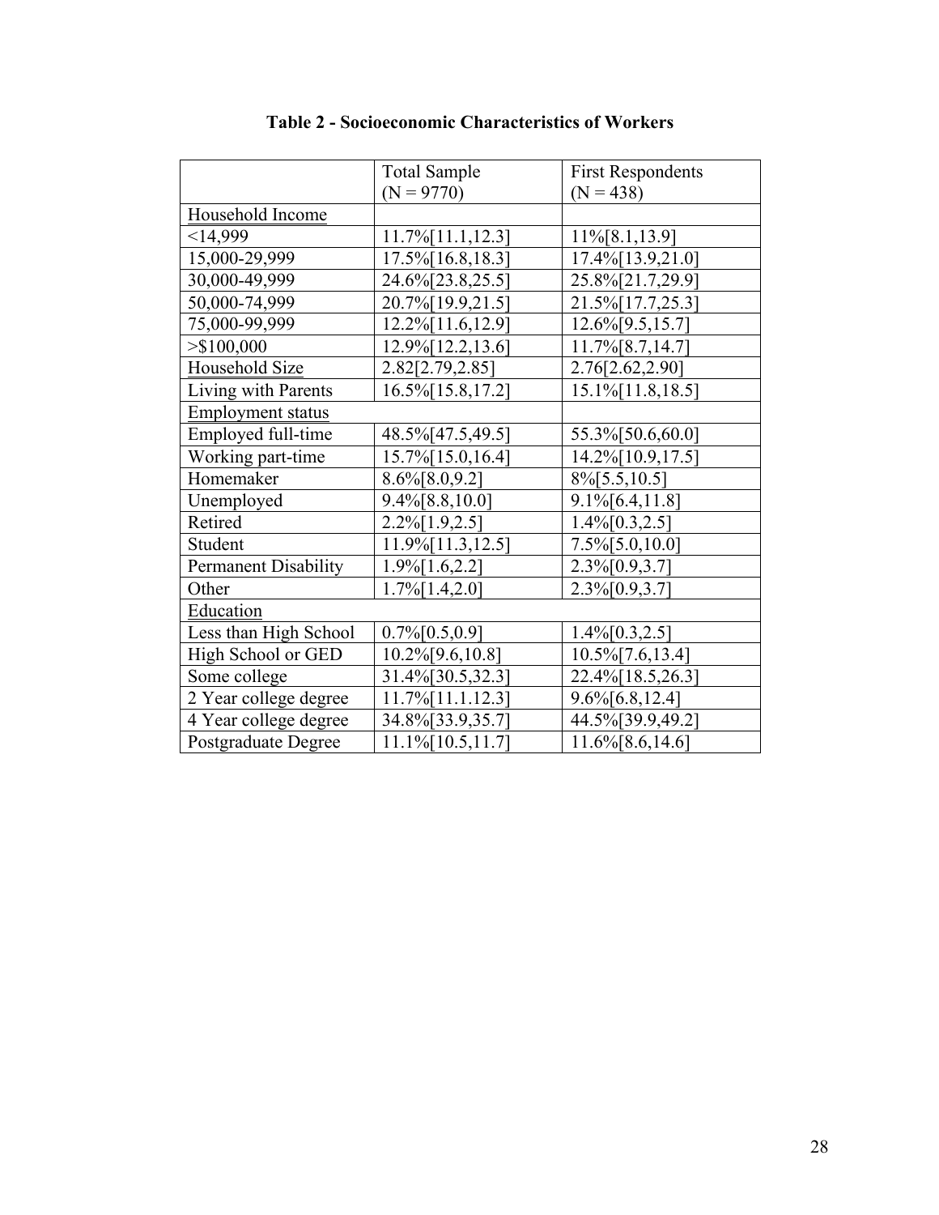**Table 2 - Socioeconomic Characteristics of Workers**

| | Total Sample (N = 9770) | First Respondents (N = 438) |
|---|---|---|
| Household Income | | |
| <14,999 | 11.7%[11.1,12.3] | 11%[8.1,13.9] |
| 15,000-29,999 | 17.5%[16.8,18.3] | 17.4%[13.9,21.0] |
| 30,000-49,999 | 24.6%[23.8,25.5] | 25.8%[21.7,29.9] |
| 50,000-74,999 | 20.7%[19.9,21.5] | 21.5%[17.7,25.3] |
| 75,000-99,999 | 12.2%[11.6,12.9] | 12.6%[9.5,15.7] |
| >$100,000 | 12.9%[12.2,13.6] | 11.7%[8.7,14.7] |
| Household Size | 2.82[2.79,2.85] | 2.76[2.62,2.90] |
| Living with Parents | 16.5%[15.8,17.2] | 15.1%[11.8,18.5] |
| Employment status | | |
| Employed full-time | 48.5%[47.5,49.5] | 55.3%[50.6,60.0] |
| Working part-time | 15.7%[15.0,16.4] | 14.2%[10.9,17.5] |
| Homemaker | 8.6%[8.0,9.2] | 8%[5.5,10.5] |
| Unemployed | 9.4%[8.8,10.0] | 9.1%[6.4,11.8] |
| Retired | 2.2%[1.9,2.5] | 1.4%[0.3,2.5] |
| Student | 11.9%[11.3,12.5] | 7.5%[5.0,10.0] |
| Permanent Disability | 1.9%[1.6,2.2] | 2.3%[0.9,3.7] |
| Other | 1.7%[1.4,2.0] | 2.3%[0.9,3.7] |
| Education | | |
| Less than High School | 0.7%[0.5,0.9] | 1.4%[0.3,2.5] |
| High School or GED | 10.2%[9.6,10.8] | 10.5%[7.6,13.4] |
| Some college | 31.4%[30.5,32.3] | 22.4%[18.5,26.3] |
| 2 Year college degree | 11.7%[11.1.12.3] | 9.6%[6.8,12.4] |
| 4 Year college degree | 34.8%[33.9,35.7] | 44.5%[39.9,49.2] |
| Postgraduate Degree | 11.1%[10.5,11.7] | 11.6%[8.6,14.6] |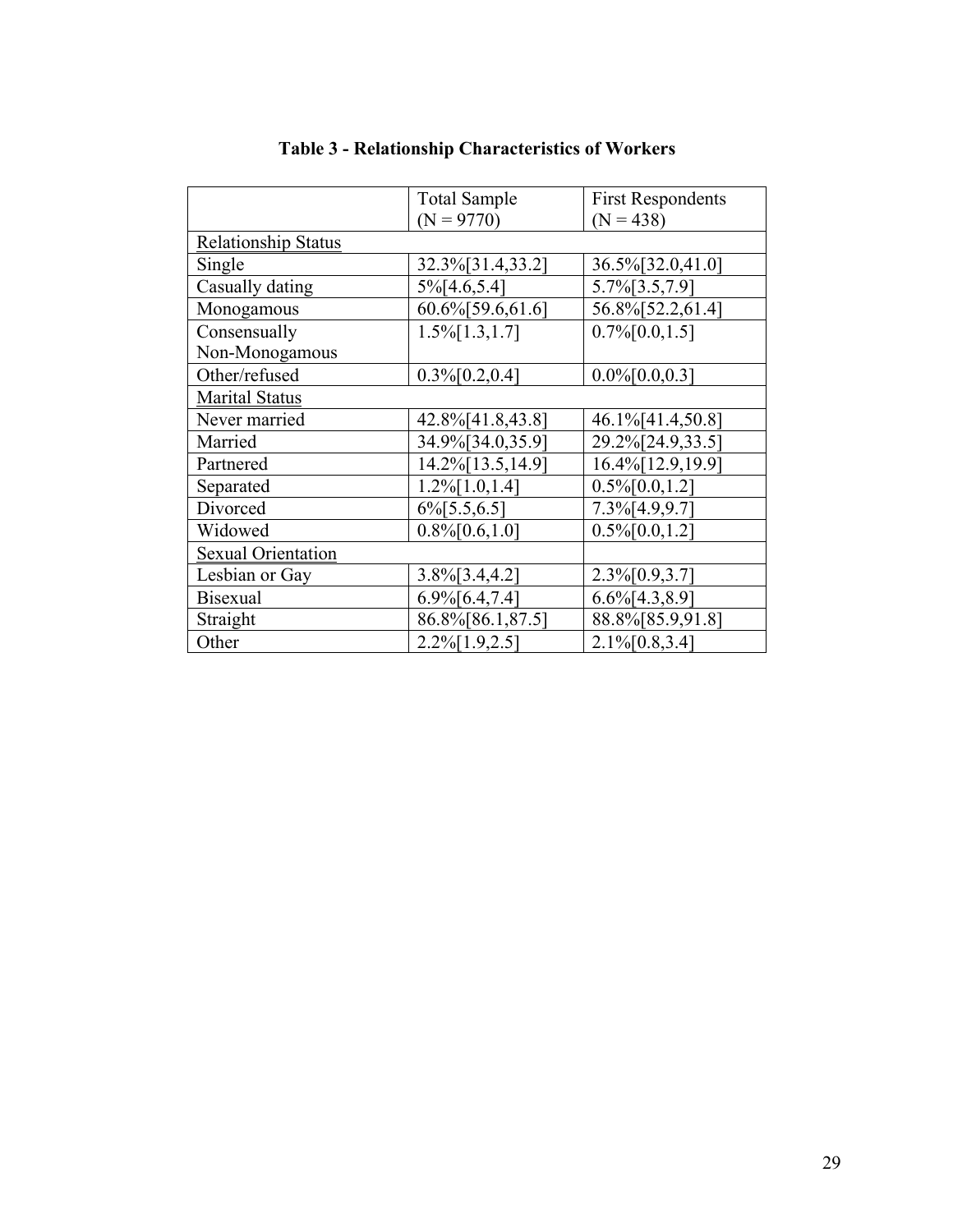**Table 3 - Relationship Characteristics of Workers**

| | Total Sample (N = 9770) | First Respondents (N = 438) |
|---|---|---|
| Relationship Status | | |
| Single | 32.3%[31.4,33.2] | 36.5%[32.0,41.0] |
| Casually dating | 5%[4.6,5.4] | 5.7%[3.5,7.9] |
| Monogamous | 60.6%[59.6,61.6] | 56.8%[52.2,61.4] |
| Consensually Non-Monogamous | 1.5%[1.3,1.7] | 0.7%[0.0,1.5] |
| Other/refused | 0.3%[0.2,0.4] | 0.0%[0.0,0.3] |
| Marital Status | | |
| Never married | 42.8%[41.8,43.8] | 46.1%[41.4,50.8] |
| Married | 34.9%[34.0,35.9] | 29.2%[24.9,33.5] |
| Partnered | 14.2%[13.5,14.9] | 16.4%[12.9,19.9] |
| Separated | 1.2%[1.0,1.4] | 0.5%[0.0,1.2] |
| Divorced | 6%[5.5,6.5] | 7.3%[4.9,9.7] |
| Widowed | 0.8%[0.6,1.0] | 0.5%[0.0,1.2] |
| Sexual Orientation | | |
| Lesbian or Gay | 3.8%[3.4,4.2] | 2.3%[0.9,3.7] |
| Bisexual | 6.9%[6.4,7.4] | 6.6%[4.3,8.9] |
| Straight | 86.8%[86.1,87.5] | 88.8%[85.9,91.8] |
| Other | 2.2%[1.9,2.5] | 2.1%[0.8,3.4] |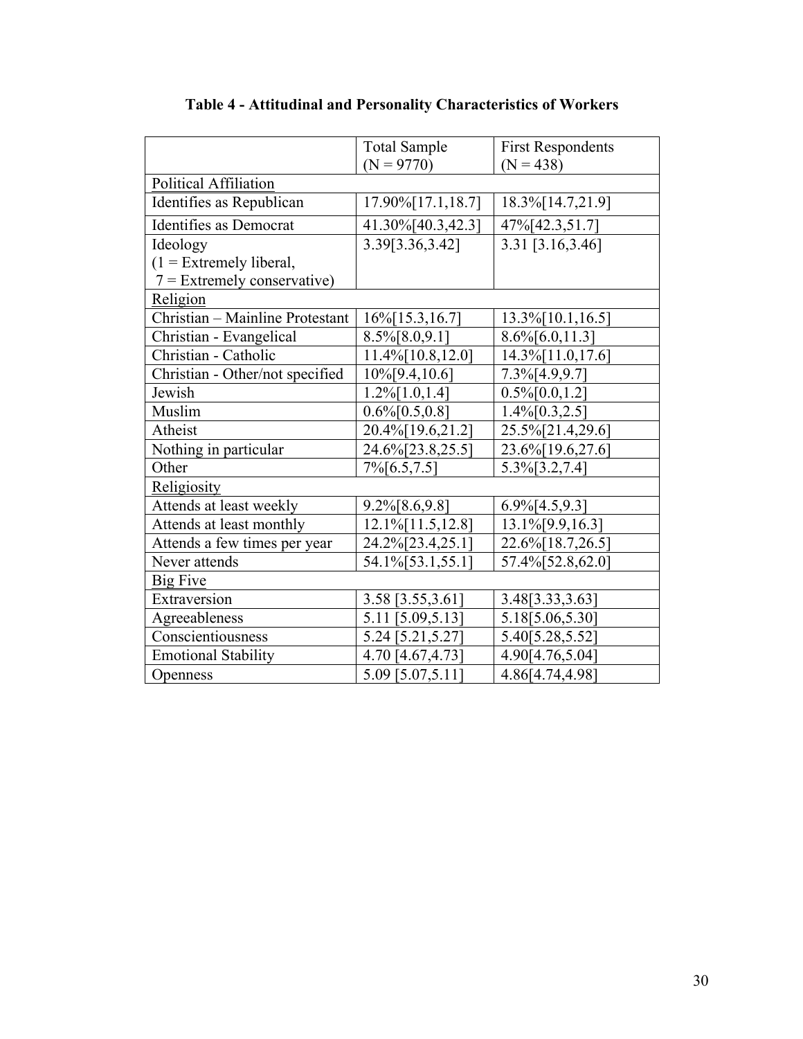**Table 4 - Attitudinal and Personality Characteristics of Workers**

| | Total Sample (N = 9770) | First Respondents (N = 438) |
|---|---|---|
| Political Affiliation | | |
| Identifies as Republican | 17.90%[17.1,18.7] | 18.3%[14.7,21.9] |
| Identifies as Democrat | 41.30%[40.3,42.3] | 47%[42.3,51.7] |
| Ideology (1 = Extremely liberal, 7 = Extremely conservative) | 3.39[3.36,3.42] | 3.31 [3.16,3.46] |
| Religion | | |
| Christian – Mainline Protestant | 16%[15.3,16.7] | 13.3%[10.1,16.5] |
| Christian - Evangelical | 8.5%[8.0,9.1] | 8.6%[6.0,11.3] |
| Christian - Catholic | 11.4%[10.8,12.0] | 14.3%[11.0,17.6] |
| Christian - Other/not specified | 10%[9.4,10.6] | 7.3%[4.9,9.7] |
| Jewish | 1.2%[1.0,1.4] | 0.5%[0.0,1.2] |
| Muslim | 0.6%[0.5,0.8] | 1.4%[0.3,2.5] |
| Atheist | 20.4%[19.6,21.2] | 25.5%[21.4,29.6] |
| Nothing in particular | 24.6%[23.8,25.5] | 23.6%[19.6,27.6] |
| Other | 7%[6.5,7.5] | 5.3%[3.2,7.4] |
| Religiosity | | |
| Attends at least weekly | 9.2%[8.6,9.8] | 6.9%[4.5,9.3] |
| Attends at least monthly | 12.1%[11.5,12.8] | 13.1%[9.9,16.3] |
| Attends a few times per year | 24.2%[23.4,25.1] | 22.6%[18.7,26.5] |
| Never attends | 54.1%[53.1,55.1] | 57.4%[52.8,62.0] |
| Big Five | | |
| Extraversion | 3.58 [3.55,3.61] | 3.48[3.33,3.63] |
| Agreeableness | 5.11 [5.09,5.13] | 5.18[5.06,5.30] |
| Conscientiousness | 5.24 [5.21,5.27] | 5.40[5.28,5.52] |
| Emotional Stability | 4.70 [4.67,4.73] | 4.90[4.76,5.04] |
| Openness | 5.09 [5.07,5.11] | 4.86[4.74,4.98] |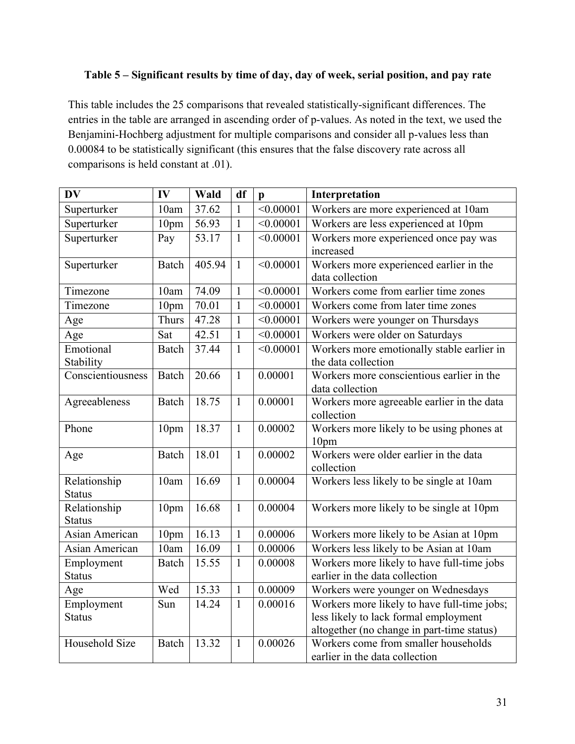**Table 5 – Significant results by time of day, day of week, serial position, and pay rate**

This table includes the 25 comparisons that revealed statistically-significant differences. The entries in the table are arranged in ascending order of p-values. As noted in the text, we used the Benjamini-Hochberg adjustment for multiple comparisons and consider all p-values less than 0.00084 to be statistically significant (this ensures that the false discovery rate across all comparisons is held constant at .01).

| DV | IV | Wald | df | p | Interpretation |
|---|---|---|---|---|---|
| Superturker | 10am | 37.62 | 1 | <0.00001 | Workers are more experienced at 10am |
| Superturker | 10pm | 56.93 | 1 | <0.00001 | Workers are less experienced at 10pm |
| Superturker | Pay | 53.17 | 1 | <0.00001 | Workers more experienced once pay was increased |
| Superturker | Batch | 405.94 | 1 | <0.00001 | Workers more experienced earlier in the data collection |
| Timezone | 10am | 74.09 | 1 | <0.00001 | Workers come from earlier time zones |
| Timezone | 10pm | 70.01 | 1 | <0.00001 | Workers come from later time zones |
| Age | Thurs | 47.28 | 1 | <0.00001 | Workers were younger on Thursdays |
| Age | Sat | 42.51 | 1 | <0.00001 | Workers were older on Saturdays |
| Emotional Stability | Batch | 37.44 | 1 | <0.00001 | Workers more emotionally stable earlier in the data collection |
| Conscientiousness | Batch | 20.66 | 1 | 0.00001 | Workers more conscientious earlier in the data collection |
| Agreeableness | Batch | 18.75 | 1 | 0.00001 | Workers more agreeable earlier in the data collection |
| Phone | 10pm | 18.37 | 1 | 0.00002 | Workers more likely to be using phones at 10pm |
| Age | Batch | 18.01 | 1 | 0.00002 | Workers were older earlier in the data collection |
| Relationship Status | 10am | 16.69 | 1 | 0.00004 | Workers less likely to be single at 10am |
| Relationship Status | 10pm | 16.68 | 1 | 0.00004 | Workers more likely to be single at 10pm |
| Asian American | 10pm | 16.13 | 1 | 0.00006 | Workers more likely to be Asian at 10pm |
| Asian American | 10am | 16.09 | 1 | 0.00006 | Workers less likely to be Asian at 10am |
| Employment Status | Batch | 15.55 | 1 | 0.00008 | Workers more likely to have full-time jobs earlier in the data collection |
| Age | Wed | 15.33 | 1 | 0.00009 | Workers were younger on Wednesdays |
| Employment Status | Sun | 14.24 | 1 | 0.00016 | Workers more likely to have full-time jobs; less likely to lack formal employment altogether (no change in part-time status) |
| Household Size | Batch | 13.32 | 1 | 0.00026 | Workers come from smaller households earlier in the data collection |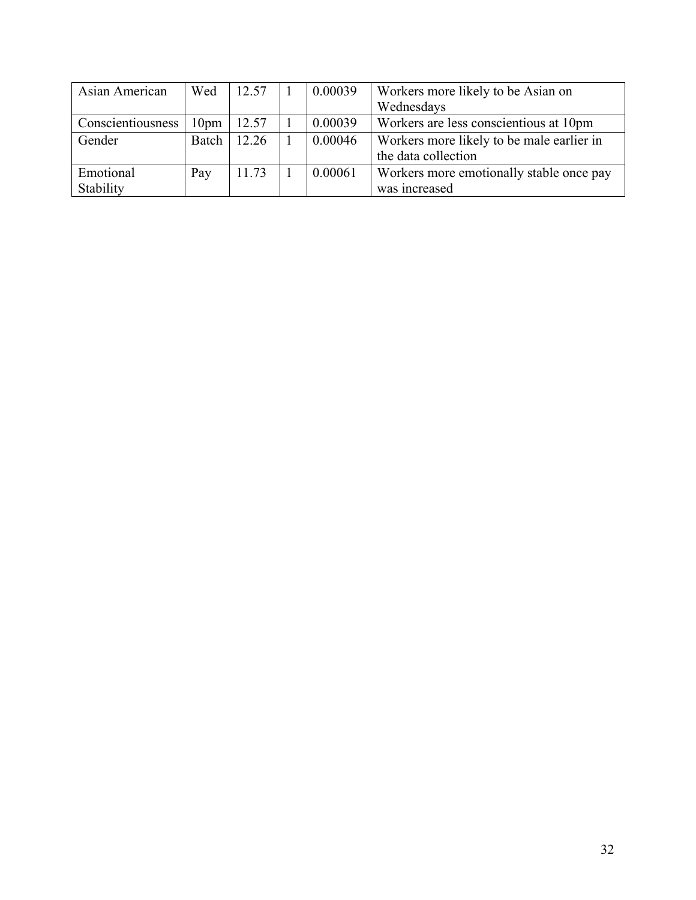| Asian American | Wed | 12.57 | 1 | 0.00039 | Workers more likely to be Asian on Wednesdays |
|---|---|---|---|---|---|
| Conscientiousness | 10pm | 12.57 | 1 | 0.00039 | Workers are less conscientious at 10pm |
| Gender | Batch | 12.26 | 1 | 0.00046 | Workers more likely to be male earlier in the data collection |
| Emotional Stability | Pay | 11.73 | 1 | 0.00061 | Workers more emotionally stable once pay was increased |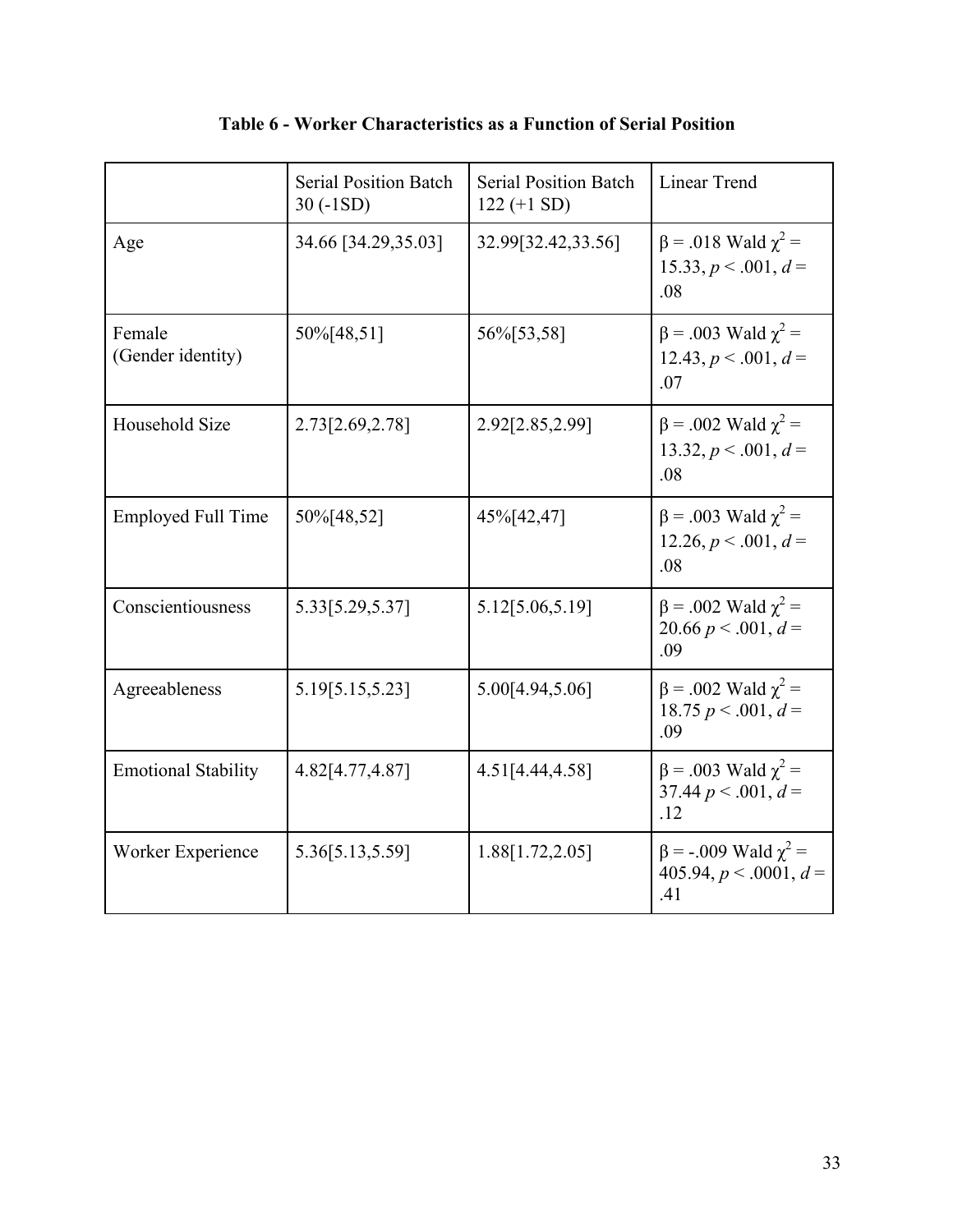**Table 6 - Worker Characteristics as a Function of Serial Position**

| | Serial Position Batch 30 (-1SD) | Serial Position Batch 122 (+1 SD) | Linear Trend |
|---|---|---|---|
| Age | 34.66 [34.29,35.03] | 32.99[32.42,33.56] | $\beta = .018$ Wald $\chi^2 = 15.33$, $p < .001$, $d = .08$ |
| Female (Gender identity) | 50%[48,51] | 56%[53,58] | $\beta = .003$ Wald $\chi^2 = 12.43$, $p < .001$, $d = .07$ |
| Household Size | 2.73[2.69,2.78] | 2.92[2.85,2.99] | $\beta = .002$ Wald $\chi^2 = 13.32$, $p < .001$, $d = .08$ |
| Employed Full Time | 50%[48,52] | 45%[42,47] | $\beta = .003$ Wald $\chi^2 = 12.26$, $p < .001$, $d = .08$ |
| Conscientiousness | 5.33[5.29,5.37] | 5.12[5.06,5.19] | $\beta = .002$ Wald $\chi^2 = 20.66$ $p < .001$, $d = .09$ |
| Agreeableness | 5.19[5.15,5.23] | 5.00[4.94,5.06] | $\beta = .002$ Wald $\chi^2 = 18.75$ $p < .001$, $d = .09$ |
| Emotional Stability | 4.82[4.77,4.87] | 4.51[4.44,4.58] | $\beta = .003$ Wald $\chi^2 = 37.44$ $p < .001$, $d = .12$ |
| Worker Experience | 5.36[5.13,5.59] | 1.88[1.72,2.05] | $\beta = -.009$ Wald $\chi^2 = 405.94$, $p < .0001$, $d = .41$ |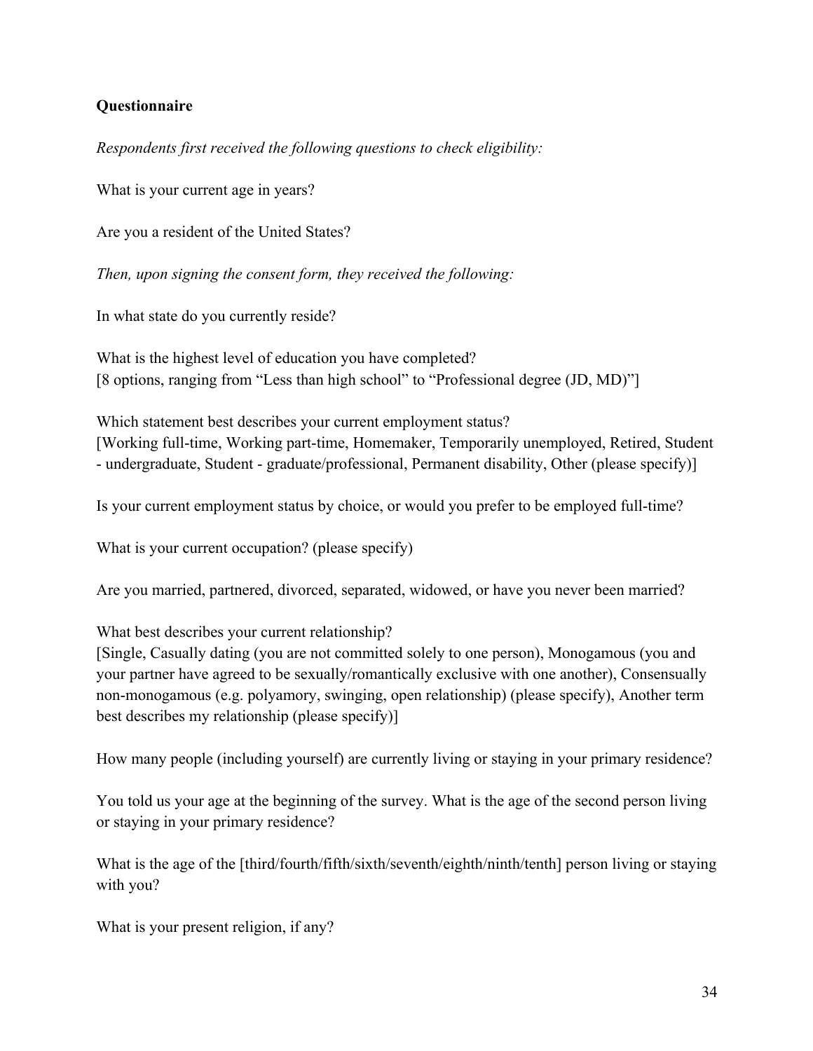**Questionnaire**

*Respondents first received the following questions to check eligibility:*

What is your current age in years?

Are you a resident of the United States?

*Then, upon signing the consent form, they received the following:*

In what state do you currently reside?

What is the highest level of education you have completed?
[8 options, ranging from "Less than high school" to "Professional degree (JD, MD)"]

Which statement best describes your current employment status?
[Working full-time, Working part-time, Homemaker, Temporarily unemployed, Retired, Student - undergraduate, Student - graduate/professional, Permanent disability, Other (please specify)]

Is your current employment status by choice, or would you prefer to be employed full-time?

What is your current occupation? (please specify)

Are you married, partnered, divorced, separated, widowed, or have you never been married?

What best describes your current relationship?
[Single, Casually dating (you are not committed solely to one person), Monogamous (you and your partner have agreed to be sexually/romantically exclusive with one another), Consensually non-monogamous (e.g. polyamory, swinging, open relationship) (please specify), Another term best describes my relationship (please specify)]

How many people (including yourself) are currently living or staying in your primary residence?

You told us your age at the beginning of the survey. What is the age of the second person living or staying in your primary residence?

What is the age of the [third/fourth/fifth/sixth/seventh/eighth/ninth/tenth] person living or staying with you?

What is your present religion, if any?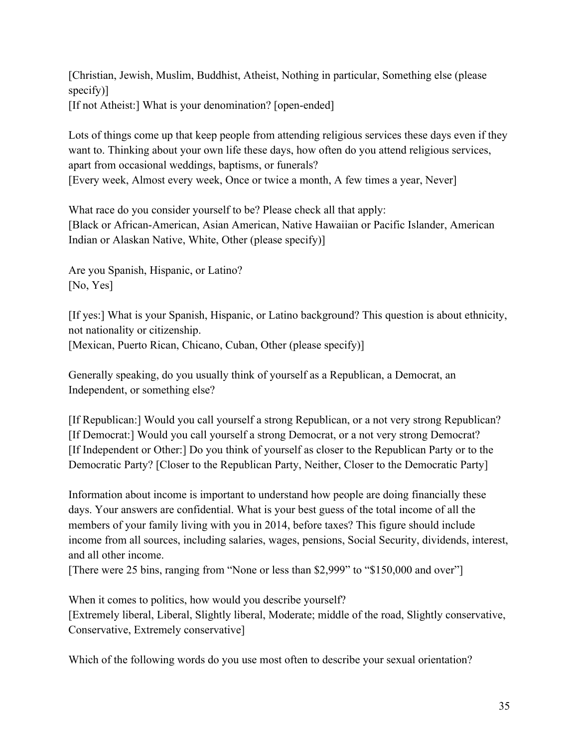[Christian, Jewish, Muslim, Buddhist, Atheist, Nothing in particular, Something else (please specify)]
[If not Atheist:] What is your denomination? [open-ended]

Lots of things come up that keep people from attending religious services these days even if they want to. Thinking about your own life these days, how often do you attend religious services, apart from occasional weddings, baptisms, or funerals?
[Every week, Almost every week, Once or twice a month, A few times a year, Never]

What race do you consider yourself to be? Please check all that apply:
[Black or African-American, Asian American, Native Hawaiian or Pacific Islander, American Indian or Alaskan Native, White, Other (please specify)]

Are you Spanish, Hispanic, or Latino?
[No, Yes]

[If yes:] What is your Spanish, Hispanic, or Latino background? This question is about ethnicity, not nationality or citizenship.
[Mexican, Puerto Rican, Chicano, Cuban, Other (please specify)]

Generally speaking, do you usually think of yourself as a Republican, a Democrat, an Independent, or something else?

[If Republican:] Would you call yourself a strong Republican, or a not very strong Republican?
[If Democrat:] Would you call yourself a strong Democrat, or a not very strong Democrat?
[If Independent or Other:] Do you think of yourself as closer to the Republican Party or to the Democratic Party? [Closer to the Republican Party, Neither, Closer to the Democratic Party]

Information about income is important to understand how people are doing financially these days. Your answers are confidential. What is your best guess of the total income of all the members of your family living with you in 2014, before taxes? This figure should include income from all sources, including salaries, wages, pensions, Social Security, dividends, interest, and all other income.
[There were 25 bins, ranging from "None or less than $2,999" to "$150,000 and over"]

When it comes to politics, how would you describe yourself?
[Extremely liberal, Liberal, Slightly liberal, Moderate; middle of the road, Slightly conservative, Conservative, Extremely conservative]

Which of the following words do you use most often to describe your sexual orientation?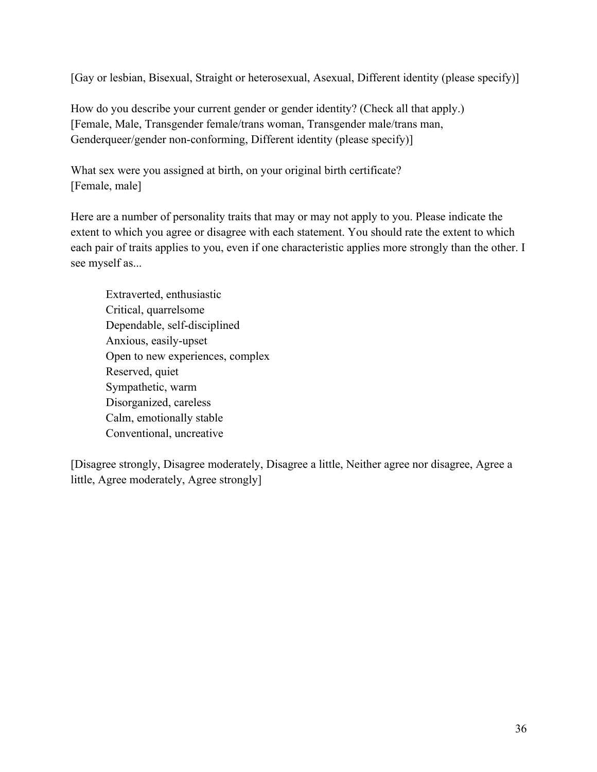[Gay or lesbian, Bisexual, Straight or heterosexual, Asexual, Different identity (please specify)]

How do you describe your current gender or gender identity? (Check all that apply.)
[Female, Male, Transgender female/trans woman, Transgender male/trans man, Genderqueer/gender non-conforming, Different identity (please specify)]

What sex were you assigned at birth, on your original birth certificate?
[Female, male]

Here are a number of personality traits that may or may not apply to you. Please indicate the extent to which you agree or disagree with each statement. You should rate the extent to which each pair of traits applies to you, even if one characteristic applies more strongly than the other. I see myself as...

Extraverted, enthusiastic
Critical, quarrelsome
Dependable, self-disciplined
Anxious, easily-upset
Open to new experiences, complex
Reserved, quiet
Sympathetic, warm
Disorganized, careless
Calm, emotionally stable
Conventional, uncreative

[Disagree strongly, Disagree moderately, Disagree a little, Neither agree nor disagree, Agree a little, Agree moderately, Agree strongly]